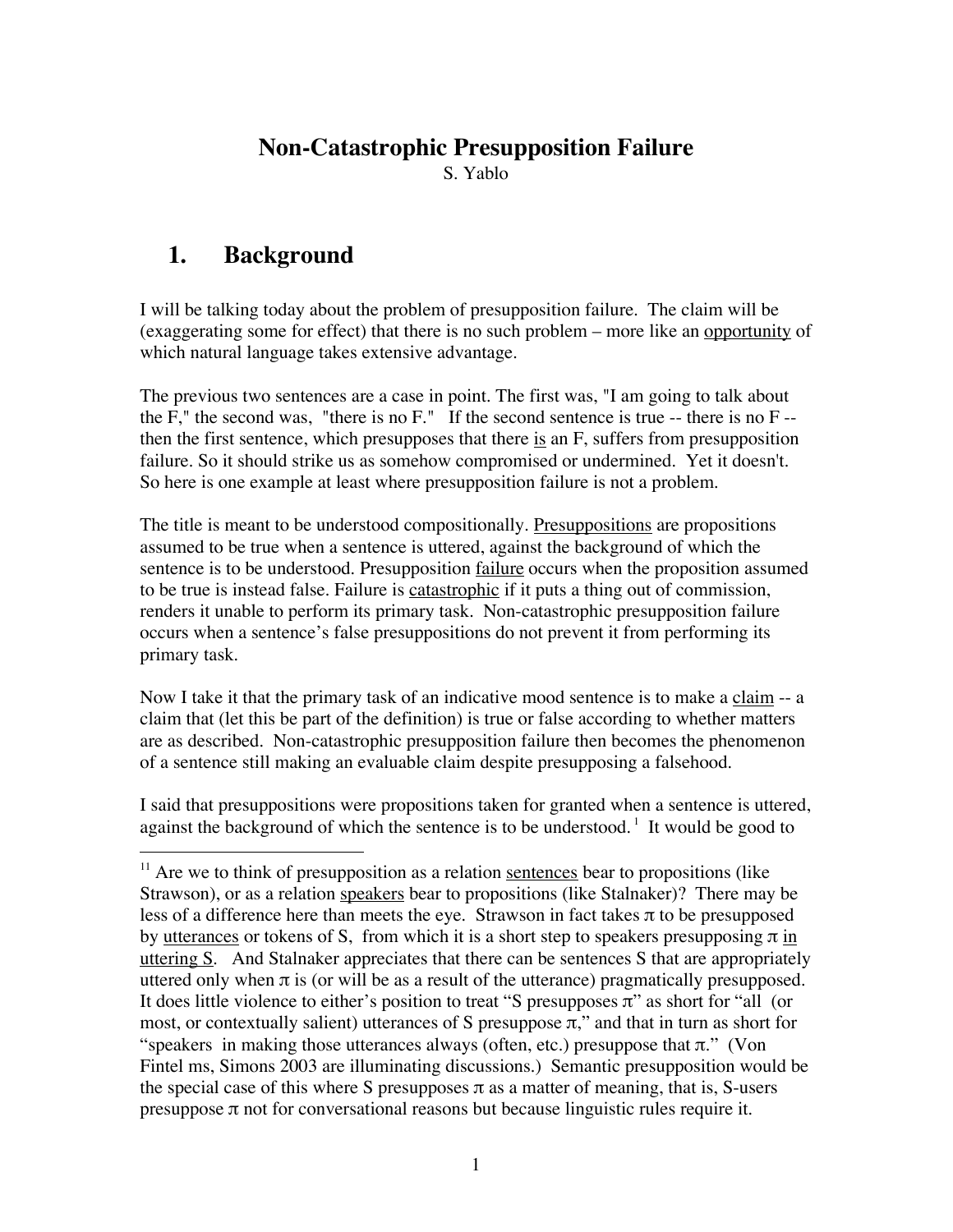# Non-Catastrophic Presupposition Failure

S. Yablo

## 1. Background

I will be talking today about the problem of presupposition failure. The claim will be (exaggerating some for effect) that there is no such problem – more like an opportunity of which natural language takes extensive advantage.

The previous two sentences are a case in point. The first was, "I am going to talk about the F," the second was, "there is no F." If the second sentence is true -- there is no F -- then the first sentence, which presupposes that there is an F, suffers from presupposition failure. So it should strike us as somehow compromised or undermined. Yet it doesn't. So here is one example at least where presupposition failure is not a problem.

The title is meant to be understood compositionally. Presuppositions are propositions assumed to be true when a sentence is uttered, against the background of which the sentence is to be understood. Presupposition failure occurs when the proposition assumed to be true is instead false. Failure is catastrophic if it puts a thing out of commission, renders it unable to perform its primary task. Non-catastrophic presupposition failure occurs when a sentence's false presuppositions do not prevent it from performing its primary task.

Now I take it that the primary task of an indicative mood sentence is to make a claim -- a claim that (let this be part of the definition) is true or false according to whether matters are as described. Non-catastrophic presupposition failure then becomes the phenomenon of a sentence still making an evaluable claim despite presupposing a falsehood.

I said that presuppositions were propositions taken for granted when a sentence is uttered, against the background of which the sentence is to be understood.[1] It would be good to

---

[1] Are we to think of presupposition as a relation sentences bear to propositions (like Strawson), or as a relation speakers bear to propositions (like Stalnaker)? There may be less of a difference here than meets the eye. Strawson in fact takes $\pi$ to be presupposed by utterances or tokens of S, from which it is a short step to speakers presupposing $\pi$ in uttering S. And Stalnaker appreciates that there can be sentences S that are appropriately uttered only when $\pi$ is (or will be as a result of the utterance) pragmatically presupposed. It does little violence to either's position to treat "S presupposes $\pi$" as short for "all (or most, or contextually salient) utterances of S presuppose $\pi$," and that in turn as short for "speakers in making those utterances always (often, etc.) presuppose that $\pi$." (Von Fintel ms, Simons 2003 are illuminating discussions.) Semantic presupposition would be the special case of this where S presupposes $\pi$ as a matter of meaning, that is, S-users presuppose $\pi$ not for conversational reasons but because linguistic rules require it.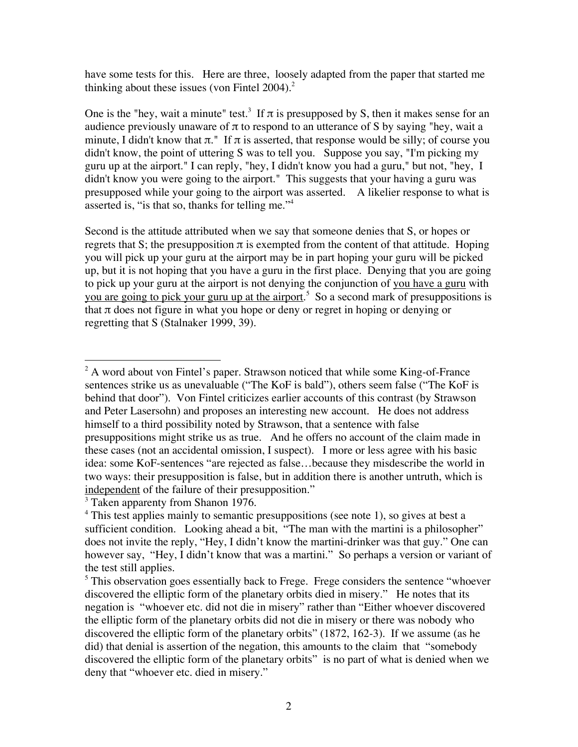have some tests for this. Here are three, loosely adapted from the paper that started me thinking about these issues (von Fintel 2004).[2]

One is the "hey, wait a minute" test.[3] If $\pi$ is presupposed by S, then it makes sense for an audience previously unaware of $\pi$ to respond to an utterance of S by saying "hey, wait a minute, I didn't know that $\pi$." If $\pi$ is asserted, that response would be silly; of course you didn't know, the point of uttering S was to tell you. Suppose you say, "I'm picking my guru up at the airport." I can reply, "hey, I didn't know you had a guru," but not, "hey, I didn't know you were going to the airport." This suggests that your having a guru was presupposed while your going to the airport was asserted. A likelier response to what is asserted is, "is that so, thanks for telling me."[4]

Second is the attitude attributed when we say that someone denies that S, or hopes or regrets that S; the presupposition $\pi$ is exempted from the content of that attitude. Hoping you will pick up your guru at the airport may be in part hoping your guru will be picked up, but it is not hoping that you have a guru in the first place. Denying that you are going to pick up your guru at the airport is not denying the conjunction of <u>you have a guru</u> with <u>you are going to pick your guru up at the airport</u>.[5] So a second mark of presuppositions is that $\pi$ does not figure in what you hope or deny or regret in hoping or denying or regretting that S (Stalnaker 1999, 39).

---

[2] A word about von Fintel's paper. Strawson noticed that while some King-of-France sentences strike us as unevaluable ("The KoF is bald"), others seem false ("The KoF is behind that door"). Von Fintel criticizes earlier accounts of this contrast (by Strawson and Peter Lasersohn) and proposes an interesting new account. He does not address himself to a third possibility noted by Strawson, that a sentence with false presuppositions might strike us as true. And he offers no account of the claim made in these cases (not an accidental omission, I suspect). I more or less agree with his basic idea: some KoF-sentences "are rejected as false…because they misdescribe the world in two ways: their presupposition is false, but in addition there is another untruth, which is <u>independent</u> of the failure of their presupposition."

[3] Taken apparenty from Shanon 1976.

[4] This test applies mainly to semantic presuppositions (see note 1), so gives at best a sufficient condition. Looking ahead a bit, "The man with the martini is a philosopher" does not invite the reply, "Hey, I didn't know the martini-drinker was that guy." One can however say, "Hey, I didn't know that was a martini." So perhaps a version or variant of the test still applies.

[5] This observation goes essentially back to Frege. Frege considers the sentence "whoever discovered the elliptic form of the planetary orbits died in misery." He notes that its negation is "whoever etc. did not die in misery" rather than "Either whoever discovered the elliptic form of the planetary orbits did not die in misery or there was nobody who discovered the elliptic form of the planetary orbits" (1872, 162-3). If we assume (as he did) that denial is assertion of the negation, this amounts to the claim that "somebody discovered the elliptic form of the planetary orbits" is no part of what is denied when we deny that "whoever etc. died in misery."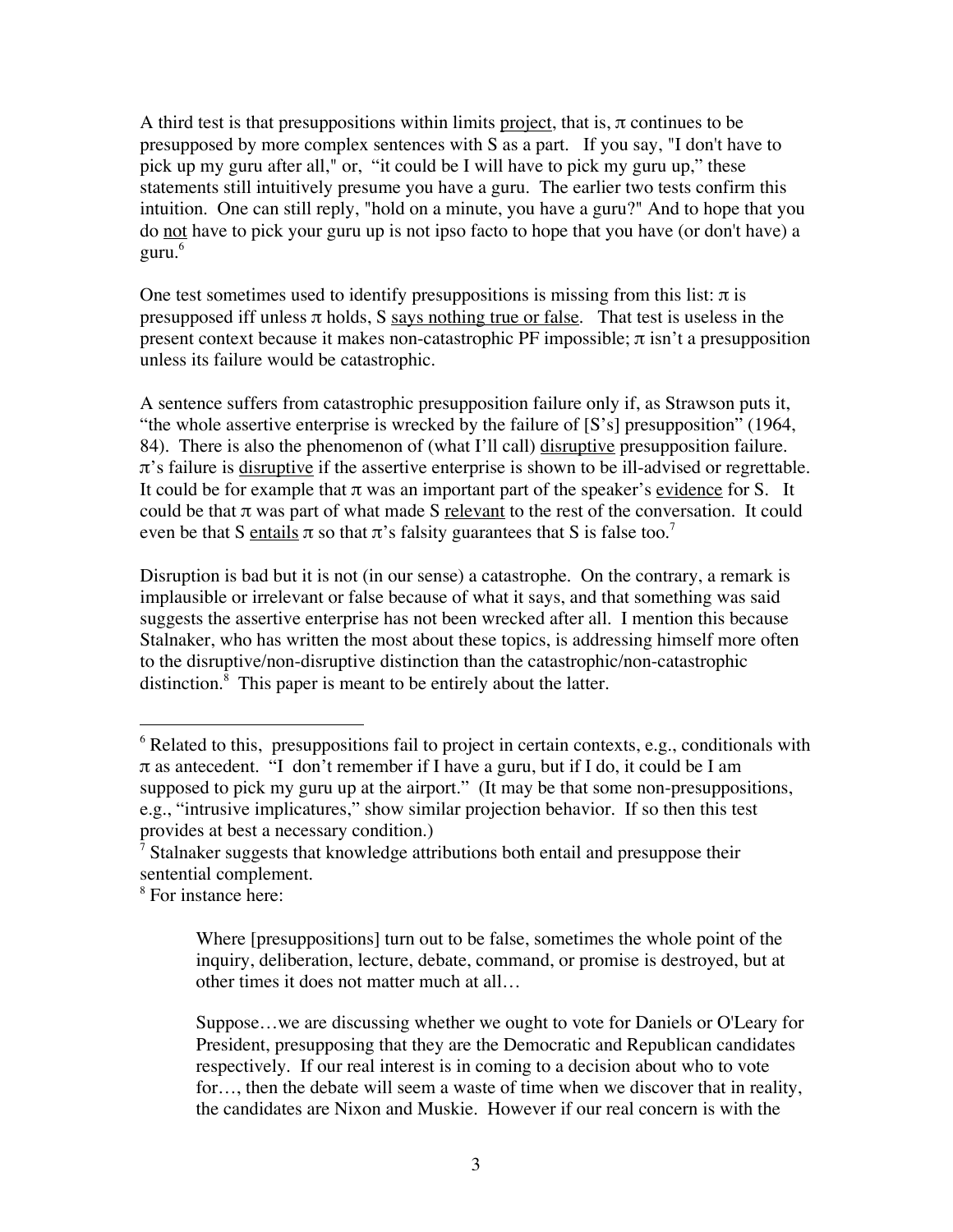A third test is that presuppositions within limits project, that is, $\pi$ continues to be presupposed by more complex sentences with S as a part. If you say, "I don't have to pick up my guru after all," or, "it could be I will have to pick my guru up," these statements still intuitively presume you have a guru. The earlier two tests confirm this intuition. One can still reply, "hold on a minute, you have a guru?" And to hope that you do not have to pick your guru up is not ipso facto to hope that you have (or don't have) a guru.[6]

One test sometimes used to identify presuppositions is missing from this list: $\pi$ is presupposed iff unless $\pi$ holds, S says nothing true or false. That test is useless in the present context because it makes non-catastrophic PF impossible; $\pi$ isn't a presupposition unless its failure would be catastrophic.

A sentence suffers from catastrophic presupposition failure only if, as Strawson puts it, "the whole assertive enterprise is wrecked by the failure of [S's] presupposition" (1964, 84). There is also the phenomenon of (what I'll call) disruptive presupposition failure. $\pi$'s failure is disruptive if the assertive enterprise is shown to be ill-advised or regrettable. It could be for example that $\pi$ was an important part of the speaker's evidence for S. It could be that $\pi$ was part of what made S relevant to the rest of the conversation. It could even be that S entails $\pi$ so that $\pi$'s falsity guarantees that S is false too.[7]

Disruption is bad but it is not (in our sense) a catastrophe. On the contrary, a remark is implausible or irrelevant or false because of what it says, and that something was said suggests the assertive enterprise has not been wrecked after all. I mention this because Stalnaker, who has written the most about these topics, is addressing himself more often to the disruptive/non-disruptive distinction than the catastrophic/non-catastrophic distinction.[8] This paper is meant to be entirely about the latter.

---

[6] Related to this, presuppositions fail to project in certain contexts, e.g., conditionals with $\pi$ as antecedent. "I don't remember if I have a guru, but if I do, it could be I am supposed to pick my guru up at the airport." (It may be that some non-presuppositions, e.g., "intrusive implicatures," show similar projection behavior. If so then this test provides at best a necessary condition.)

[7] Stalnaker suggests that knowledge attributions both entail and presuppose their sentential complement.

[8] For instance here:

> Where [presuppositions] turn out to be false, sometimes the whole point of the inquiry, deliberation, lecture, debate, command, or promise is destroyed, but at other times it does not matter much at all…
>
> Suppose…we are discussing whether we ought to vote for Daniels or O'Leary for President, presupposing that they are the Democratic and Republican candidates respectively. If our real interest is in coming to a decision about who to vote for…, then the debate will seem a waste of time when we discover that in reality, the candidates are Nixon and Muskie. However if our real concern is with the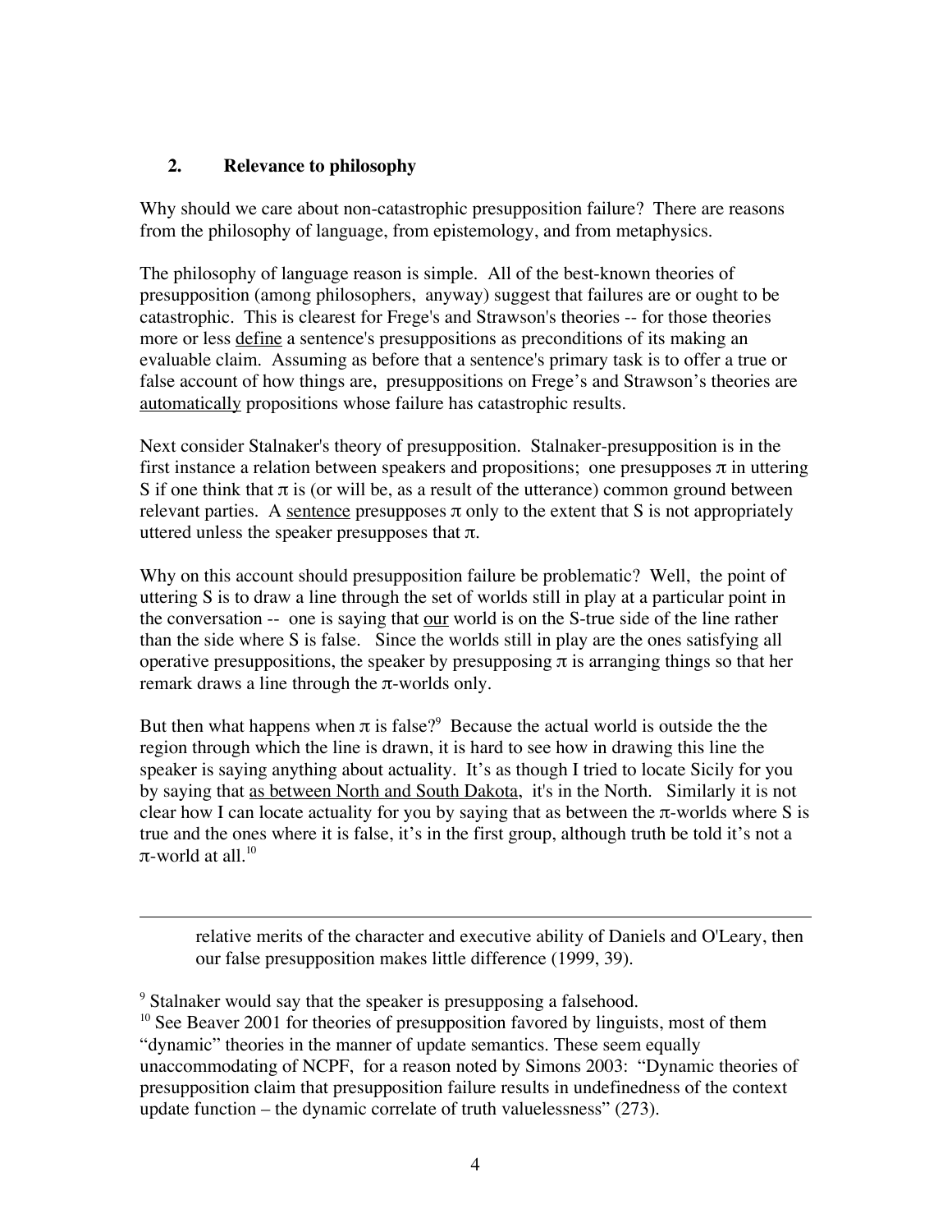## 2. Relevance to philosophy

Why should we care about non-catastrophic presupposition failure? There are reasons from the philosophy of language, from epistemology, and from metaphysics.

The philosophy of language reason is simple. All of the best-known theories of presupposition (among philosophers, anyway) suggest that failures are or ought to be catastrophic. This is clearest for Frege's and Strawson's theories -- for those theories more or less define a sentence's presuppositions as preconditions of its making an evaluable claim. Assuming as before that a sentence's primary task is to offer a true or false account of how things are, presuppositions on Frege's and Strawson's theories are automatically propositions whose failure has catastrophic results.

Next consider Stalnaker's theory of presupposition. Stalnaker-presupposition is in the first instance a relation between speakers and propositions; one presupposes $\pi$ in uttering S if one think that $\pi$ is (or will be, as a result of the utterance) common ground between relevant parties. A sentence presupposes $\pi$ only to the extent that S is not appropriately uttered unless the speaker presupposes that $\pi$.

Why on this account should presupposition failure be problematic? Well, the point of uttering S is to draw a line through the set of worlds still in play at a particular point in the conversation -- one is saying that our world is on the S-true side of the line rather than the side where S is false. Since the worlds still in play are the ones satisfying all operative presuppositions, the speaker by presupposing $\pi$ is arranging things so that her remark draws a line through the $\pi$-worlds only.

But then what happens when $\pi$ is false?[9] Because the actual world is outside the the region through which the line is drawn, it is hard to see how in drawing this line the speaker is saying anything about actuality. It's as though I tried to locate Sicily for you by saying that as between North and South Dakota, it's in the North. Similarly it is not clear how I can locate actuality for you by saying that as between the $\pi$-worlds where S is true and the ones where it is false, it's in the first group, although truth be told it's not a $\pi$-world at all.[10]

---

relative merits of the character and executive ability of Daniels and O'Leary, then our false presupposition makes little difference (1999, 39).

[9] Stalnaker would say that the speaker is presupposing a falsehood.

[10] See Beaver 2001 for theories of presupposition favored by linguists, most of them "dynamic" theories in the manner of update semantics. These seem equally unaccommodating of NCPF, for a reason noted by Simons 2003: "Dynamic theories of presupposition claim that presupposition failure results in undefinedness of the context update function – the dynamic correlate of truth valuelessness" (273).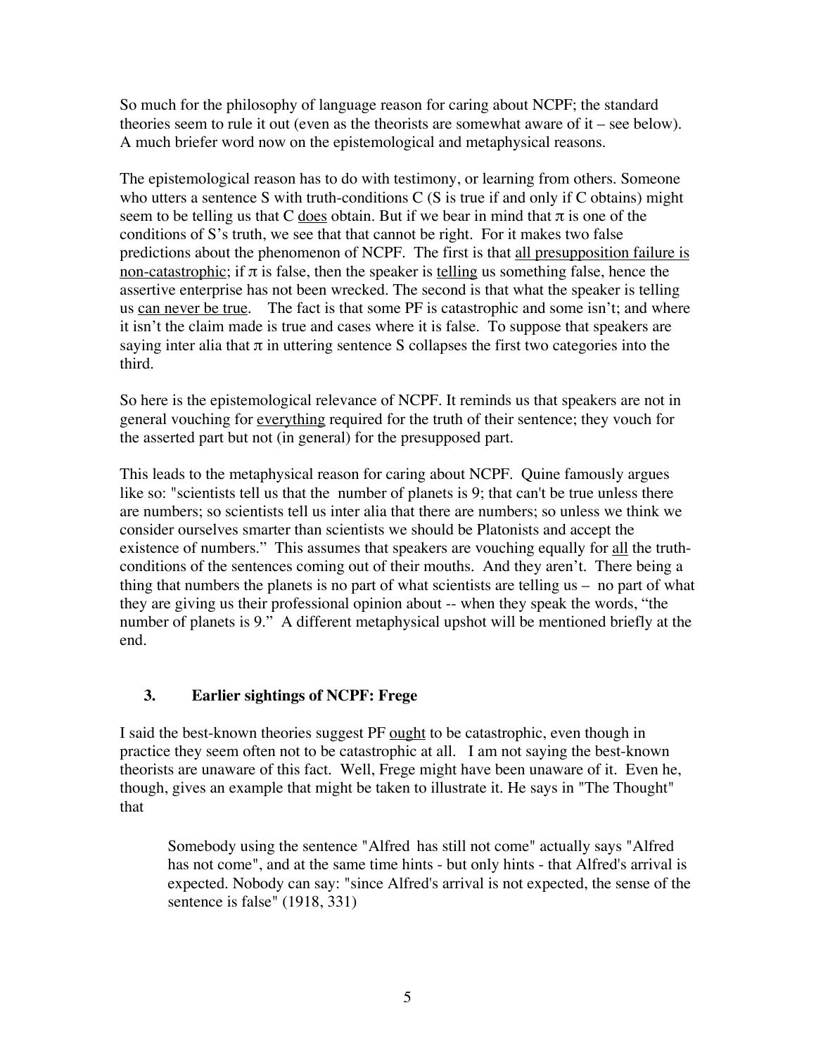So much for the philosophy of language reason for caring about NCPF; the standard theories seem to rule it out (even as the theorists are somewhat aware of it – see below). A much briefer word now on the epistemological and metaphysical reasons.

The epistemological reason has to do with testimony, or learning from others. Someone who utters a sentence S with truth-conditions C (S is true if and only if C obtains) might seem to be telling us that C does obtain. But if we bear in mind that $\pi$ is one of the conditions of S's truth, we see that that cannot be right. For it makes two false predictions about the phenomenon of NCPF. The first is that all presupposition failure is non-catastrophic; if $\pi$ is false, then the speaker is telling us something false, hence the assertive enterprise has not been wrecked. The second is that what the speaker is telling us can never be true. The fact is that some PF is catastrophic and some isn't; and where it isn't the claim made is true and cases where it is false. To suppose that speakers are saying inter alia that $\pi$ in uttering sentence S collapses the first two categories into the third.

So here is the epistemological relevance of NCPF. It reminds us that speakers are not in general vouching for everything required for the truth of their sentence; they vouch for the asserted part but not (in general) for the presupposed part.

This leads to the metaphysical reason for caring about NCPF. Quine famously argues like so: "scientists tell us that the number of planets is 9; that can't be true unless there are numbers; so scientists tell us inter alia that there are numbers; so unless we think we consider ourselves smarter than scientists we should be Platonists and accept the existence of numbers." This assumes that speakers are vouching equally for all the truth-conditions of the sentences coming out of their mouths. And they aren't. There being a thing that numbers the planets is no part of what scientists are telling us – no part of what they are giving us their professional opinion about -- when they speak the words, "the number of planets is 9." A different metaphysical upshot will be mentioned briefly at the end.

## 3. Earlier sightings of NCPF: Frege

I said the best-known theories suggest PF ought to be catastrophic, even though in practice they seem often not to be catastrophic at all. I am not saying the best-known theorists are unaware of this fact. Well, Frege might have been unaware of it. Even he, though, gives an example that might be taken to illustrate it. He says in "The Thought" that

> Somebody using the sentence "Alfred has still not come" actually says "Alfred has not come", and at the same time hints - but only hints - that Alfred's arrival is expected. Nobody can say: "since Alfred's arrival is not expected, the sense of the sentence is false" (1918, 331)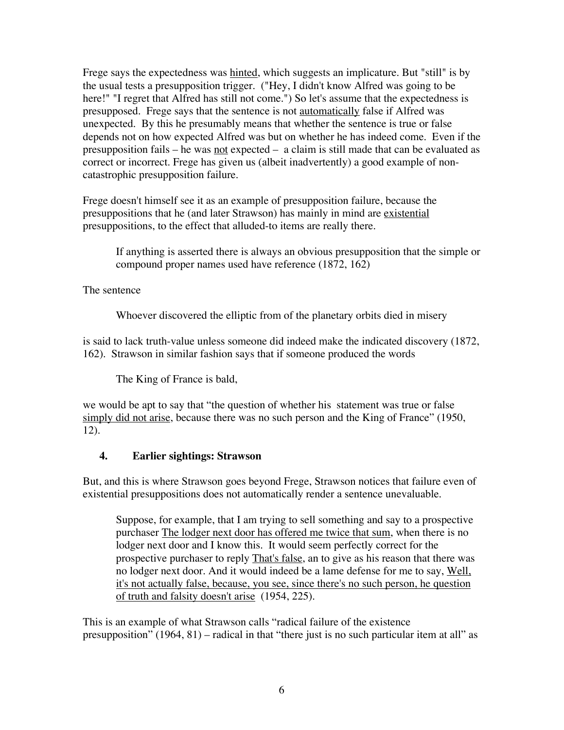Frege says the expectedness was <u>hinted</u>, which suggests an implicature. But "still" is by the usual tests a presupposition trigger. ("Hey, I didn't know Alfred was going to be here!" "I regret that Alfred has still not come.") So let's assume that the expectedness is presupposed. Frege says that the sentence is not <u>automatically</u> false if Alfred was unexpected. By this he presumably means that whether the sentence is true or false depends not on how expected Alfred was but on whether he has indeed come. Even if the presupposition fails – he was <u>not</u> expected – a claim is still made that can be evaluated as correct or incorrect. Frege has given us (albeit inadvertently) a good example of non-catastrophic presupposition failure.

Frege doesn't himself see it as an example of presupposition failure, because the presuppositions that he (and later Strawson) has mainly in mind are <u>existential</u> presuppositions, to the effect that alluded-to items are really there.

> If anything is asserted there is always an obvious presupposition that the simple or compound proper names used have reference (1872, 162)

The sentence

> Whoever discovered the elliptic from of the planetary orbits died in misery

is said to lack truth-value unless someone did indeed make the indicated discovery (1872, 162). Strawson in similar fashion says that if someone produced the words

> The King of France is bald,

we would be apt to say that "the question of whether his statement was true or false <u>simply did not arise</u>, because there was no such person and the King of France" (1950, 12).

## 4. Earlier sightings: Strawson

But, and this is where Strawson goes beyond Frege, Strawson notices that failure even of existential presuppositions does not automatically render a sentence unevaluable.

> Suppose, for example, that I am trying to sell something and say to a prospective purchaser <u>The lodger next door has offered me twice that sum</u>, when there is no lodger next door and I know this. It would seem perfectly correct for the prospective purchaser to reply <u>That's false</u>, an to give as his reason that there was no lodger next door. And it would indeed be a lame defense for me to say, <u>Well, it's not actually false, because, you see, since there's no such person, he question of truth and falsity doesn't arise</u> (1954, 225).

This is an example of what Strawson calls "radical failure of the existence presupposition" (1964, 81) – radical in that "there just is no such particular item at all" as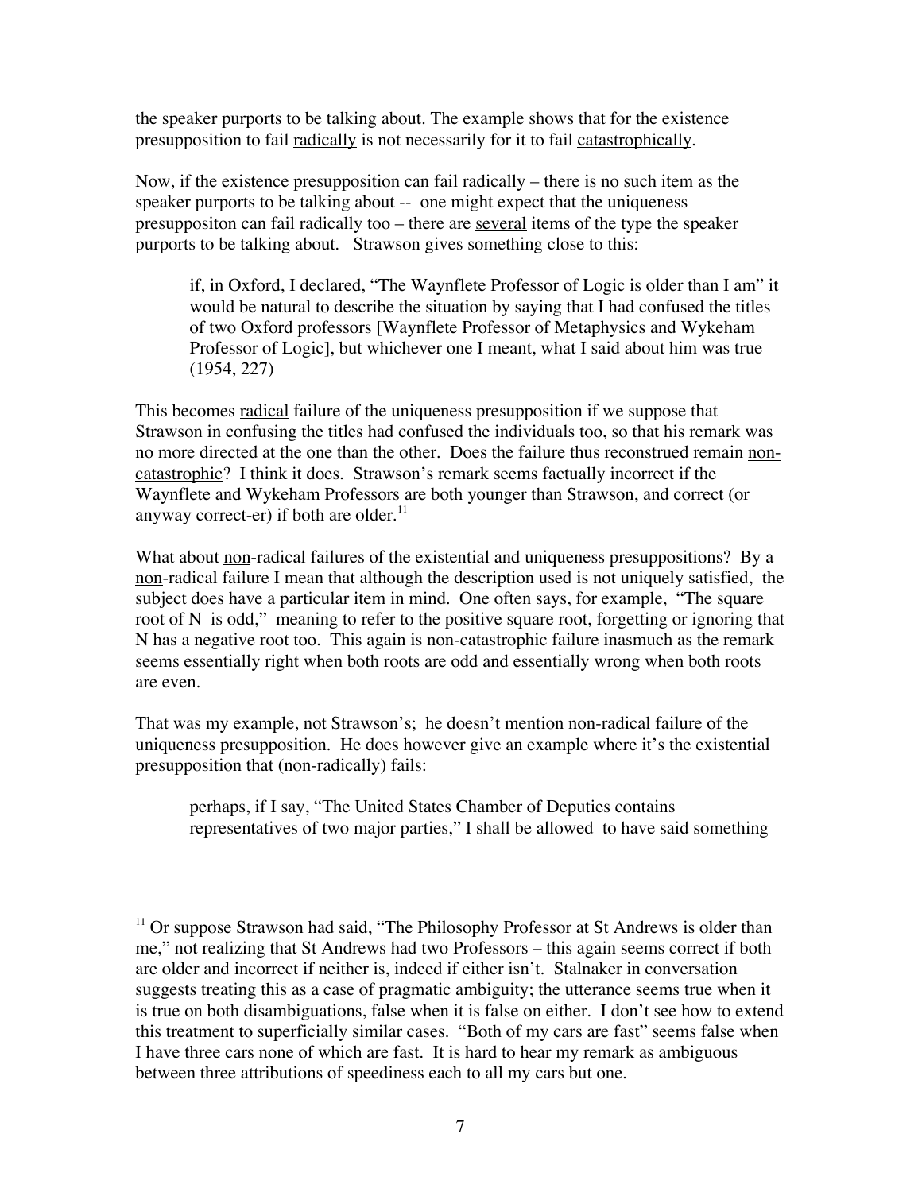the speaker purports to be talking about. The example shows that for the existence presupposition to fail <u>radically</u> is not necessarily for it to fail <u>catastrophically</u>.

Now, if the existence presupposition can fail radically – there is no such item as the speaker purports to be talking about -- one might expect that the uniqueness presuppositon can fail radically too – there are <u>several</u> items of the type the speaker purports to be talking about. Strawson gives something close to this:

> if, in Oxford, I declared, "The Waynflete Professor of Logic is older than I am" it would be natural to describe the situation by saying that I had confused the titles of two Oxford professors [Waynflete Professor of Metaphysics and Wykeham Professor of Logic], but whichever one I meant, what I said about him was true (1954, 227)

This becomes <u>radical</u> failure of the uniqueness presupposition if we suppose that Strawson in confusing the titles had confused the individuals too, so that his remark was no more directed at the one than the other. Does the failure thus reconstrued remain <u>non-catastrophic</u>? I think it does. Strawson's remark seems factually incorrect if the Waynflete and Wykeham Professors are both younger than Strawson, and correct (or anyway correct-er) if both are older.[11]

What about <u>non</u>-radical failures of the existential and uniqueness presuppositions? By a <u>non</u>-radical failure I mean that although the description used is not uniquely satisfied, the subject <u>does</u> have a particular item in mind. One often says, for example, "The square root of N is odd," meaning to refer to the positive square root, forgetting or ignoring that N has a negative root too. This again is non-catastrophic failure inasmuch as the remark seems essentially right when both roots are odd and essentially wrong when both roots are even.

That was my example, not Strawson's; he doesn't mention non-radical failure of the uniqueness presupposition. He does however give an example where it's the existential presupposition that (non-radically) fails:

> perhaps, if I say, "The United States Chamber of Deputies contains representatives of two major parties," I shall be allowed to have said something

---

[11] Or suppose Strawson had said, "The Philosophy Professor at St Andrews is older than me," not realizing that St Andrews had two Professors – this again seems correct if both are older and incorrect if neither is, indeed if either isn't. Stalnaker in conversation suggests treating this as a case of pragmatic ambiguity; the utterance seems true when it is true on both disambiguations, false when it is false on either. I don't see how to extend this treatment to superficially similar cases. "Both of my cars are fast" seems false when I have three cars none of which are fast. It is hard to hear my remark as ambiguous between three attributions of speediness each to all my cars but one.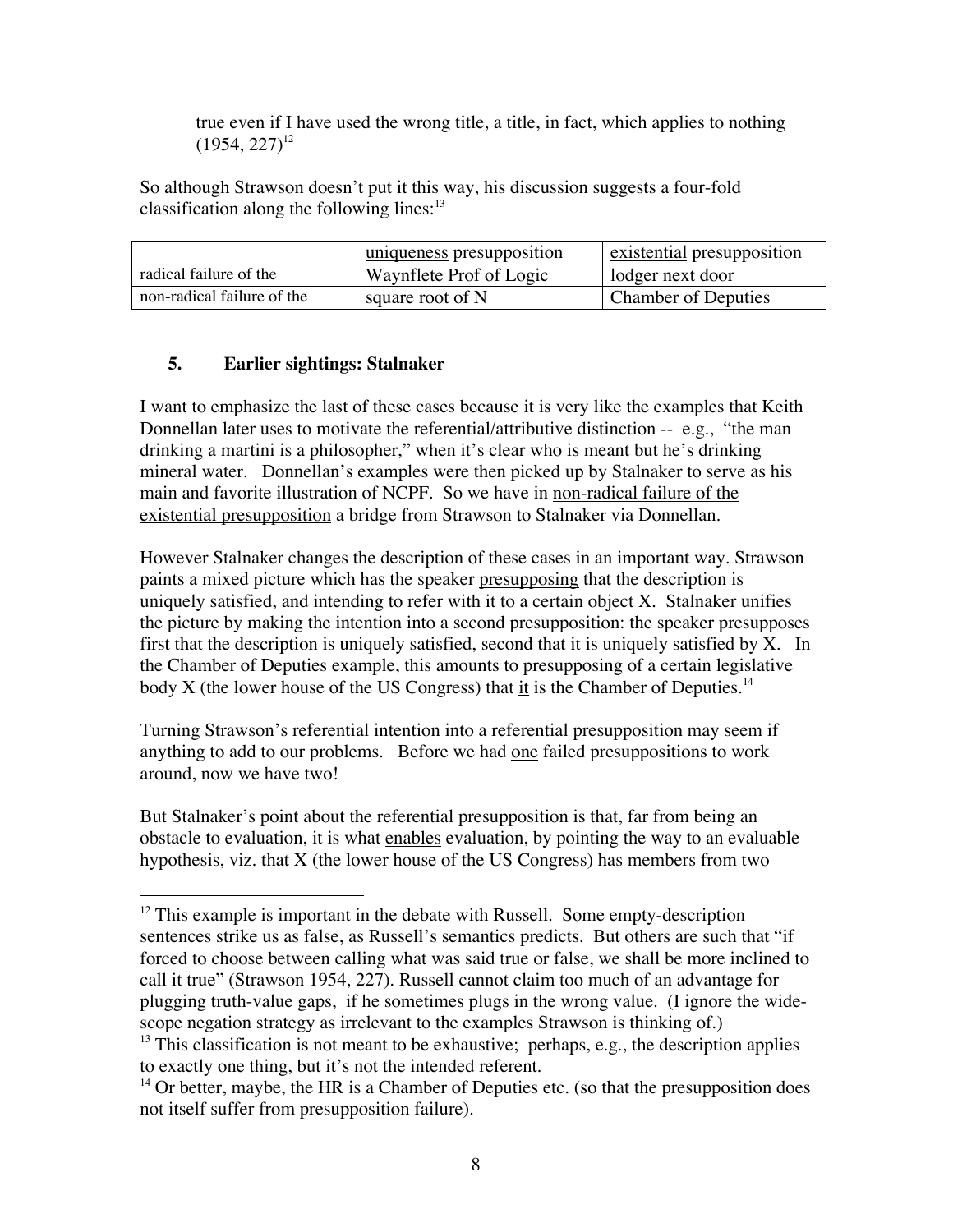true even if I have used the wrong title, a title, in fact, which applies to nothing (1954, 227)[12]

So although Strawson doesn't put it this way, his discussion suggests a four-fold classification along the following lines:[13]

| | uniqueness presupposition | existential presupposition |
|---|---|---|
| radical failure of the | Waynflete Prof of Logic | lodger next door |
| non-radical failure of the | square root of N | Chamber of Deputies |

## 5. Earlier sightings: Stalnaker

I want to emphasize the last of these cases because it is very like the examples that Keith Donnellan later uses to motivate the referential/attributive distinction -- e.g., "the man drinking a martini is a philosopher," when it's clear who is meant but he's drinking mineral water. Donnellan's examples were then picked up by Stalnaker to serve as his main and favorite illustration of NCPF. So we have in non-radical failure of the existential presupposition a bridge from Strawson to Stalnaker via Donnellan.

However Stalnaker changes the description of these cases in an important way. Strawson paints a mixed picture which has the speaker presupposing that the description is uniquely satisfied, and intending to refer with it to a certain object X. Stalnaker unifies the picture by making the intention into a second presupposition: the speaker presupposes first that the description is uniquely satisfied, second that it is uniquely satisfied by X. In the Chamber of Deputies example, this amounts to presupposing of a certain legislative body X (the lower house of the US Congress) that it is the Chamber of Deputies.[14]

Turning Strawson's referential intention into a referential presupposition may seem if anything to add to our problems. Before we had one failed presuppositions to work around, now we have two!

But Stalnaker's point about the referential presupposition is that, far from being an obstacle to evaluation, it is what enables evaluation, by pointing the way to an evaluable hypothesis, viz. that X (the lower house of the US Congress) has members from two

---

[12] This example is important in the debate with Russell. Some empty-description sentences strike us as false, as Russell's semantics predicts. But others are such that "if forced to choose between calling what was said true or false, we shall be more inclined to call it true" (Strawson 1954, 227). Russell cannot claim too much of an advantage for plugging truth-value gaps, if he sometimes plugs in the wrong value. (I ignore the wide-scope negation strategy as irrelevant to the examples Strawson is thinking of.)

[13] This classification is not meant to be exhaustive; perhaps, e.g., the description applies to exactly one thing, but it's not the intended referent.

[14] Or better, maybe, the HR is a Chamber of Deputies etc. (so that the presupposition does not itself suffer from presupposition failure).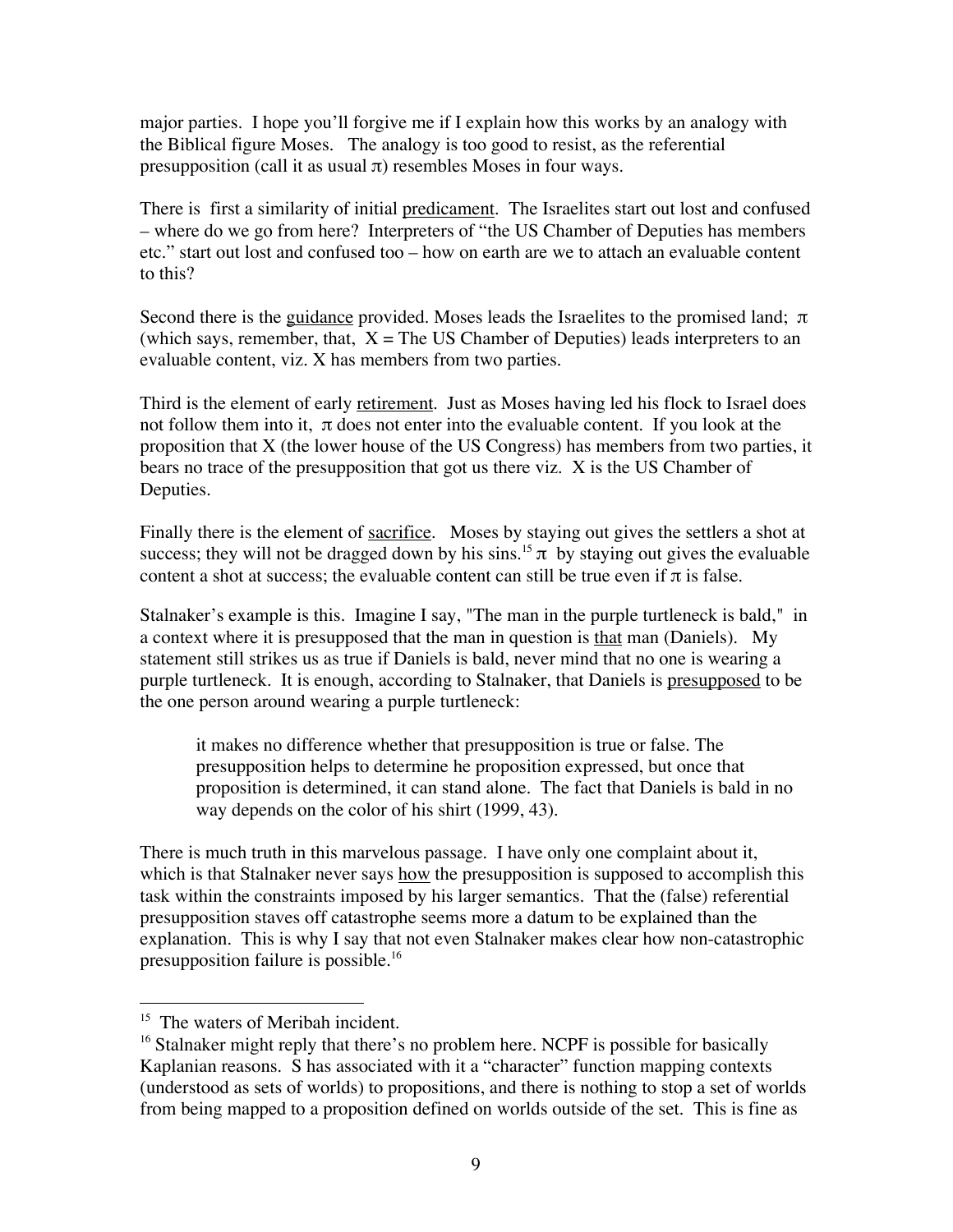major parties. I hope you'll forgive me if I explain how this works by an analogy with the Biblical figure Moses. The analogy is too good to resist, as the referential presupposition (call it as usual $\pi$) resembles Moses in four ways.

There is first a similarity of initial predicament. The Israelites start out lost and confused – where do we go from here? Interpreters of "the US Chamber of Deputies has members etc." start out lost and confused too – how on earth are we to attach an evaluable content to this?

Second there is the guidance provided. Moses leads the Israelites to the promised land; $\pi$ (which says, remember, that, X = The US Chamber of Deputies) leads interpreters to an evaluable content, viz. X has members from two parties.

Third is the element of early retirement. Just as Moses having led his flock to Israel does not follow them into it, $\pi$ does not enter into the evaluable content. If you look at the proposition that X (the lower house of the US Congress) has members from two parties, it bears no trace of the presupposition that got us there viz. X is the US Chamber of Deputies.

Finally there is the element of sacrifice. Moses by staying out gives the settlers a shot at success; they will not be dragged down by his sins.[15] $\pi$ by staying out gives the evaluable content a shot at success; the evaluable content can still be true even if $\pi$ is false.

Stalnaker's example is this. Imagine I say, "The man in the purple turtleneck is bald," in a context where it is presupposed that the man in question is that man (Daniels). My statement still strikes us as true if Daniels is bald, never mind that no one is wearing a purple turtleneck. It is enough, according to Stalnaker, that Daniels is presupposed to be the one person around wearing a purple turtleneck:

> it makes no difference whether that presupposition is true or false. The presupposition helps to determine he proposition expressed, but once that proposition is determined, it can stand alone. The fact that Daniels is bald in no way depends on the color of his shirt (1999, 43).

There is much truth in this marvelous passage. I have only one complaint about it, which is that Stalnaker never says how the presupposition is supposed to accomplish this task within the constraints imposed by his larger semantics. That the (false) referential presupposition staves off catastrophe seems more a datum to be explained than the explanation. This is why I say that not even Stalnaker makes clear how non-catastrophic presupposition failure is possible.[16]

---

[15] The waters of Meribah incident.

[16] Stalnaker might reply that there's no problem here. NCPF is possible for basically Kaplanian reasons. S has associated with it a "character" function mapping contexts (understood as sets of worlds) to propositions, and there is nothing to stop a set of worlds from being mapped to a proposition defined on worlds outside of the set. This is fine as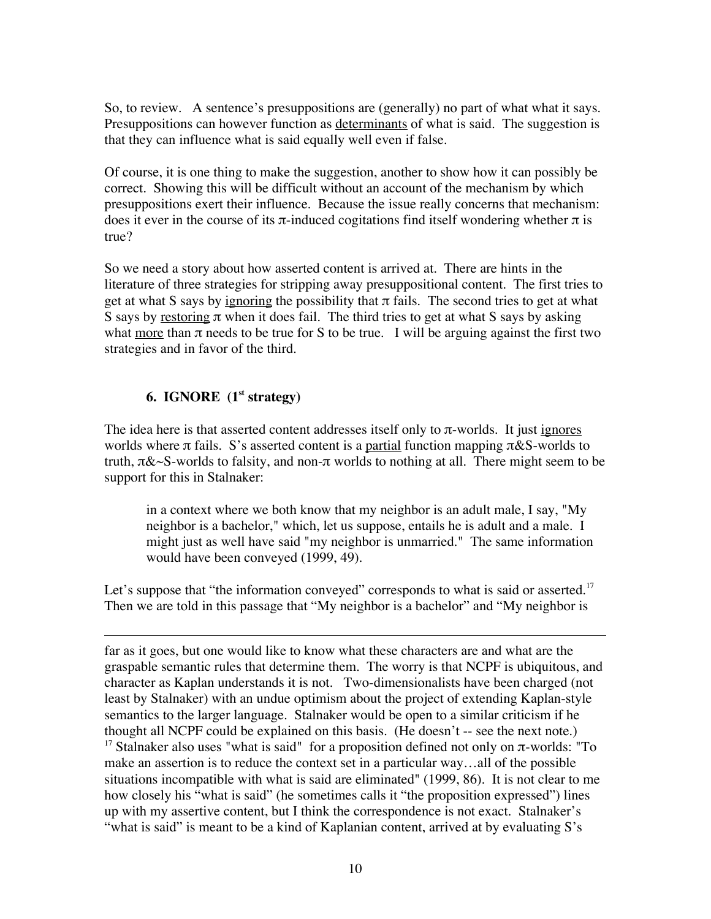So, to review. A sentence's presuppositions are (generally) no part of what what it says. Presuppositions can however function as determinants of what is said. The suggestion is that they can influence what is said equally well even if false.

Of course, it is one thing to make the suggestion, another to show how it can possibly be correct. Showing this will be difficult without an account of the mechanism by which presuppositions exert their influence. Because the issue really concerns that mechanism: does it ever in the course of its $\pi$-induced cogitations find itself wondering whether $\pi$ is true?

So we need a story about how asserted content is arrived at. There are hints in the literature of three strategies for stripping away presuppositional content. The first tries to get at what S says by ignoring the possibility that $\pi$ fails. The second tries to get at what S says by restoring $\pi$ when it does fail. The third tries to get at what S says by asking what more than $\pi$ needs to be true for S to be true. I will be arguing against the first two strategies and in favor of the third.

## 6. IGNORE (1st strategy)

The idea here is that asserted content addresses itself only to $\pi$-worlds. It just ignores worlds where $\pi$ fails. S's asserted content is a partial function mapping $\pi$&S-worlds to truth, $\pi$&~S-worlds to falsity, and non-$\pi$ worlds to nothing at all. There might seem to be support for this in Stalnaker:

> in a context where we both know that my neighbor is an adult male, I say, "My neighbor is a bachelor," which, let us suppose, entails he is adult and a male. I might just as well have said "my neighbor is unmarried." The same information would have been conveyed (1999, 49).

Let's suppose that "the information conveyed" corresponds to what is said or asserted.[17] Then we are told in this passage that "My neighbor is a bachelor" and "My neighbor is

---

far as it goes, but one would like to know what these characters are and what are the graspable semantic rules that determine them. The worry is that NCPF is ubiquitous, and character as Kaplan understands it is not. Two-dimensionalists have been charged (not least by Stalnaker) with an undue optimism about the project of extending Kaplan-style semantics to the larger language. Stalnaker would be open to a similar criticism if he thought all NCPF could be explained on this basis. (He doesn't -- see the next note.)

[17] Stalnaker also uses "what is said" for a proposition defined not only on $\pi$-worlds: "To make an assertion is to reduce the context set in a particular way…all of the possible situations incompatible with what is said are eliminated" (1999, 86). It is not clear to me how closely his "what is said" (he sometimes calls it "the proposition expressed") lines up with my assertive content, but I think the correspondence is not exact. Stalnaker's "what is said" is meant to be a kind of Kaplanian content, arrived at by evaluating S's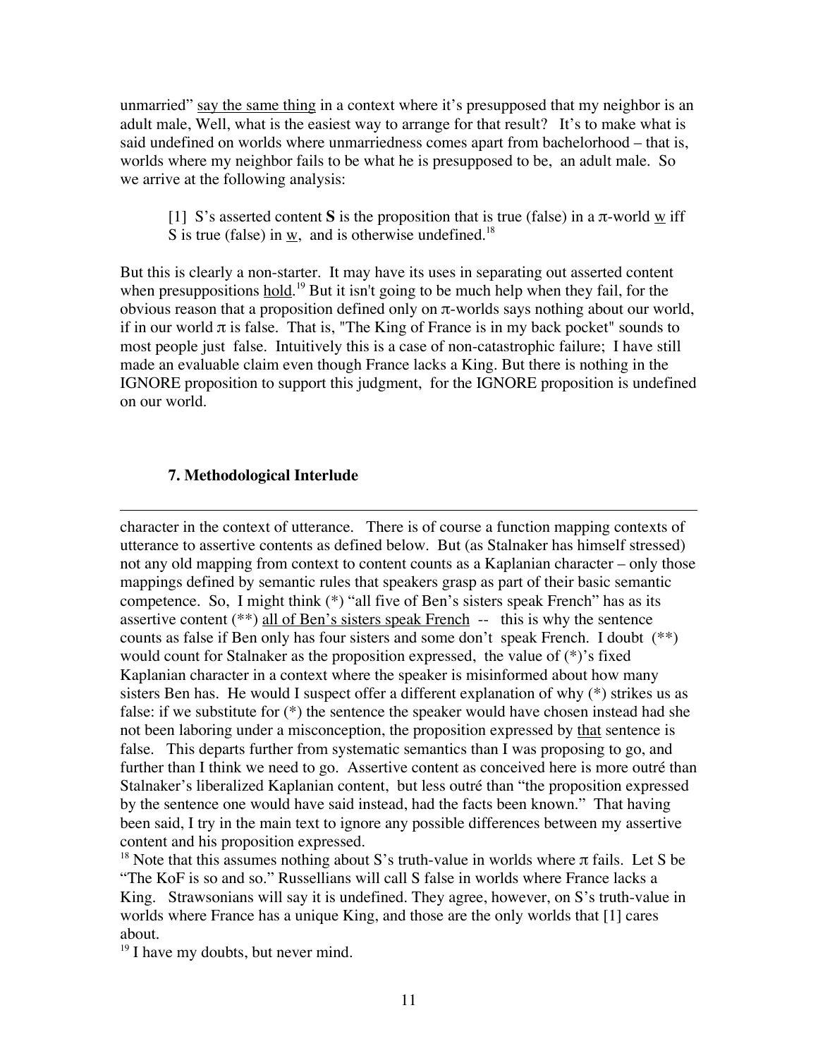unmarried" say the same thing in a context where it's presupposed that my neighbor is an adult male, Well, what is the easiest way to arrange for that result? It's to make what is said undefined on worlds where unmarriedness comes apart from bachelorhood – that is, worlds where my neighbor fails to be what he is presupposed to be, an adult male. So we arrive at the following analysis:

> [1] S's asserted content **S** is the proposition that is true (false) in a $\pi$-world w iff S is true (false) in w, and is otherwise undefined.[18]

But this is clearly a non-starter. It may have its uses in separating out asserted content when presuppositions hold.[19] But it isn't going to be much help when they fail, for the obvious reason that a proposition defined only on $\pi$-worlds says nothing about our world, if in our world $\pi$ is false. That is, "The King of France is in my back pocket" sounds to most people just false. Intuitively this is a case of non-catastrophic failure; I have still made an evaluable claim even though France lacks a King. But there is nothing in the IGNORE proposition to support this judgment, for the IGNORE proposition is undefined on our world.

## 7. Methodological Interlude

---

character in the context of utterance. There is of course a function mapping contexts of utterance to assertive contents as defined below. But (as Stalnaker has himself stressed) not any old mapping from context to content counts as a Kaplanian character – only those mappings defined by semantic rules that speakers grasp as part of their basic semantic competence. So, I might think (*) "all five of Ben's sisters speak French" has as its assertive content (**) all of Ben's sisters speak French -- this is why the sentence counts as false if Ben only has four sisters and some don't speak French. I doubt (**) would count for Stalnaker as the proposition expressed, the value of (*)'s fixed Kaplanian character in a context where the speaker is misinformed about how many sisters Ben has. He would I suspect offer a different explanation of why (*) strikes us as false: if we substitute for (*) the sentence the speaker would have chosen instead had she not been laboring under a misconception, the proposition expressed by that sentence is false. This departs further from systematic semantics than I was proposing to go, and further than I think we need to go. Assertive content as conceived here is more outré than Stalnaker's liberalized Kaplanian content, but less outré than "the proposition expressed by the sentence one would have said instead, had the facts been known." That having been said, I try in the main text to ignore any possible differences between my assertive content and his proposition expressed.

[18] Note that this assumes nothing about S's truth-value in worlds where $\pi$ fails. Let S be "The KoF is so and so." Russellians will call S false in worlds where France lacks a King. Strawsonians will say it is undefined. They agree, however, on S's truth-value in worlds where France has a unique King, and those are the only worlds that [1] cares about.

[19] I have my doubts, but never mind.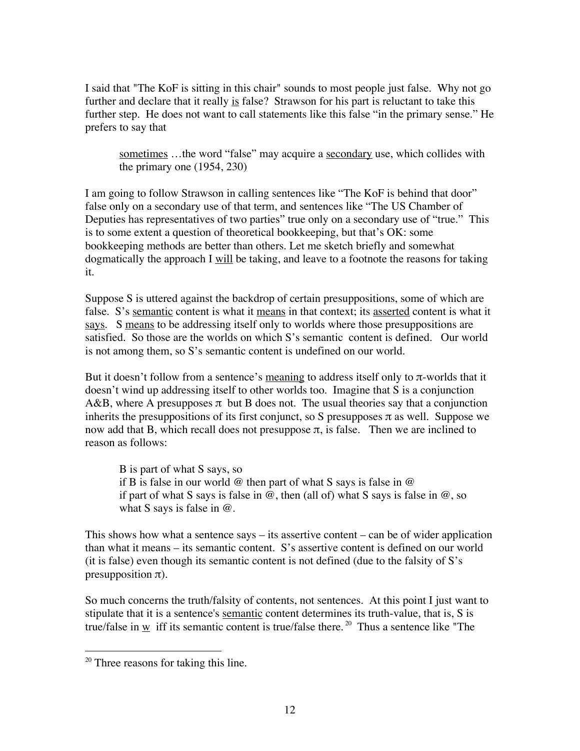I said that "The KoF is sitting in this chair" sounds to most people just false. Why not go further and declare that it really _is_ false? Strawson for his part is reluctant to take this further step. He does not want to call statements like this false "in the primary sense." He prefers to say that

> _sometimes_ …the word "false" may acquire a _secondary_ use, which collides with the primary one (1954, 230)

I am going to follow Strawson in calling sentences like "The KoF is behind that door" false only on a secondary use of that term, and sentences like "The US Chamber of Deputies has representatives of two parties" true only on a secondary use of "true." This is to some extent a question of theoretical bookkeeping, but that's OK: some bookkeeping methods are better than others. Let me sketch briefly and somewhat dogmatically the approach I _will_ be taking, and leave to a footnote the reasons for taking it.

Suppose S is uttered against the backdrop of certain presuppositions, some of which are false. S's _semantic_ content is what it _means_ in that context; its _asserted_ content is what it _says_. S _means_ to be addressing itself only to worlds where those presuppositions are satisfied. So those are the worlds on which S's semantic content is defined. Our world is not among them, so S's semantic content is undefined on our world.

But it doesn't follow from a sentence's _meaning_ to address itself only to $\pi$-worlds that it doesn't wind up addressing itself to other worlds too. Imagine that S is a conjunction A&B, where A presupposes $\pi$ but B does not. The usual theories say that a conjunction inherits the presuppositions of its first conjunct, so S presupposes $\pi$ as well. Suppose we now add that B, which recall does not presuppose $\pi$, is false. Then we are inclined to reason as follows:

> B is part of what S says, so
> if B is false in our world @ then part of what S says is false in @
> if part of what S says is false in @, then (all of) what S says is false in @, so what S says is false in @.

This shows how what a sentence says – its assertive content – can be of wider application than what it means – its semantic content. S's assertive content is defined on our world (it is false) even though its semantic content is not defined (due to the falsity of S's presupposition $\pi$).

So much concerns the truth/falsity of contents, not sentences. At this point I just want to stipulate that it is a sentence's _semantic_ content determines its truth-value, that is, S is true/false in _w_ iff its semantic content is true/false there.[20] Thus a sentence like "The

[20] Three reasons for taking this line.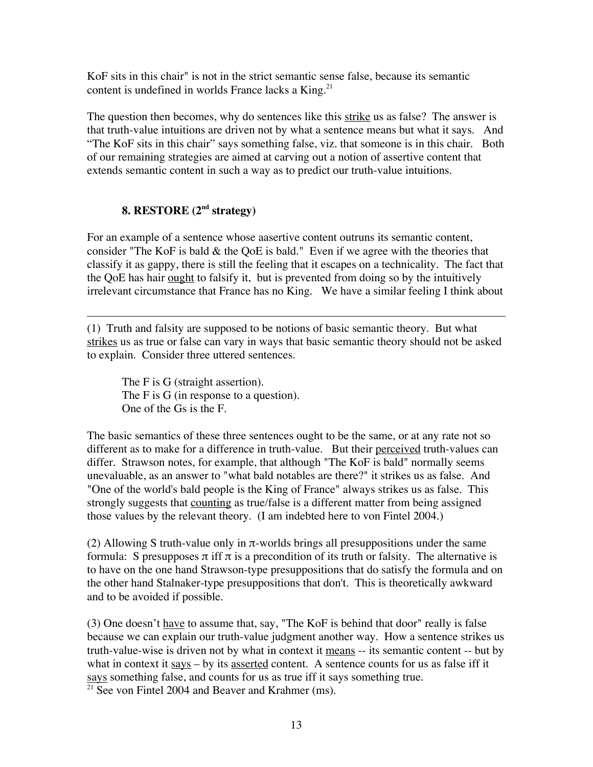KoF sits in this chair" is not in the strict semantic sense false, because its semantic content is undefined in worlds France lacks a King.[21]

The question then becomes, why do sentences like this strike us as false? The answer is that truth-value intuitions are driven not by what a sentence means but what it says. And "The KoF sits in this chair" says something false, viz. that someone is in this chair. Both of our remaining strategies are aimed at carving out a notion of assertive content that extends semantic content in such a way as to predict our truth-value intuitions.

## 8. RESTORE (2[nd] strategy)

For an example of a sentence whose aassertive content outruns its semantic content, consider "The KoF is bald & the QoE is bald." Even if we agree with the theories that classify it as gappy, there is still the feeling that it escapes on a technicality. The fact that the QoE has hair ought to falsify it, but is prevented from doing so by the intuitively irrelevant circumstance that France has no King. We have a similar feeling I think about

---

(1) Truth and falsity are supposed to be notions of basic semantic theory. But what strikes us as true or false can vary in ways that basic semantic theory should not be asked to explain. Consider three uttered sentences.

> The F is G (straight assertion).
> The F is G (in response to a question).
> One of the Gs is the F.

The basic semantics of these three sentences ought to be the same, or at any rate not so different as to make for a difference in truth-value. But their perceived truth-values can differ. Strawson notes, for example, that although "The KoF is bald" normally seems unevaluable, as an answer to "what bald notables are there?" it strikes us as false. And "One of the world's bald people is the King of France" always strikes us as false. This strongly suggests that counting as true/false is a different matter from being assigned those values by the relevant theory. (I am indebted here to von Fintel 2004.)

(2) Allowing S truth-value only in $\pi$-worlds brings all presuppositions under the same formula: S presupposes $\pi$ iff $\pi$ is a precondition of its truth or falsity. The alternative is to have on the one hand Strawson-type presuppositions that do satisfy the formula and on the other hand Stalnaker-type presuppositions that don't. This is theoretically awkward and to be avoided if possible.

(3) One doesn't have to assume that, say, "The KoF is behind that door" really is false because we can explain our truth-value judgment another way. How a sentence strikes us truth-value-wise is driven not by what in context it means -- its semantic content -- but by what in context it says – by its asserted content. A sentence counts for us as false iff it says something false, and counts for us as true iff it says something true.

[21] See von Fintel 2004 and Beaver and Krahmer (ms).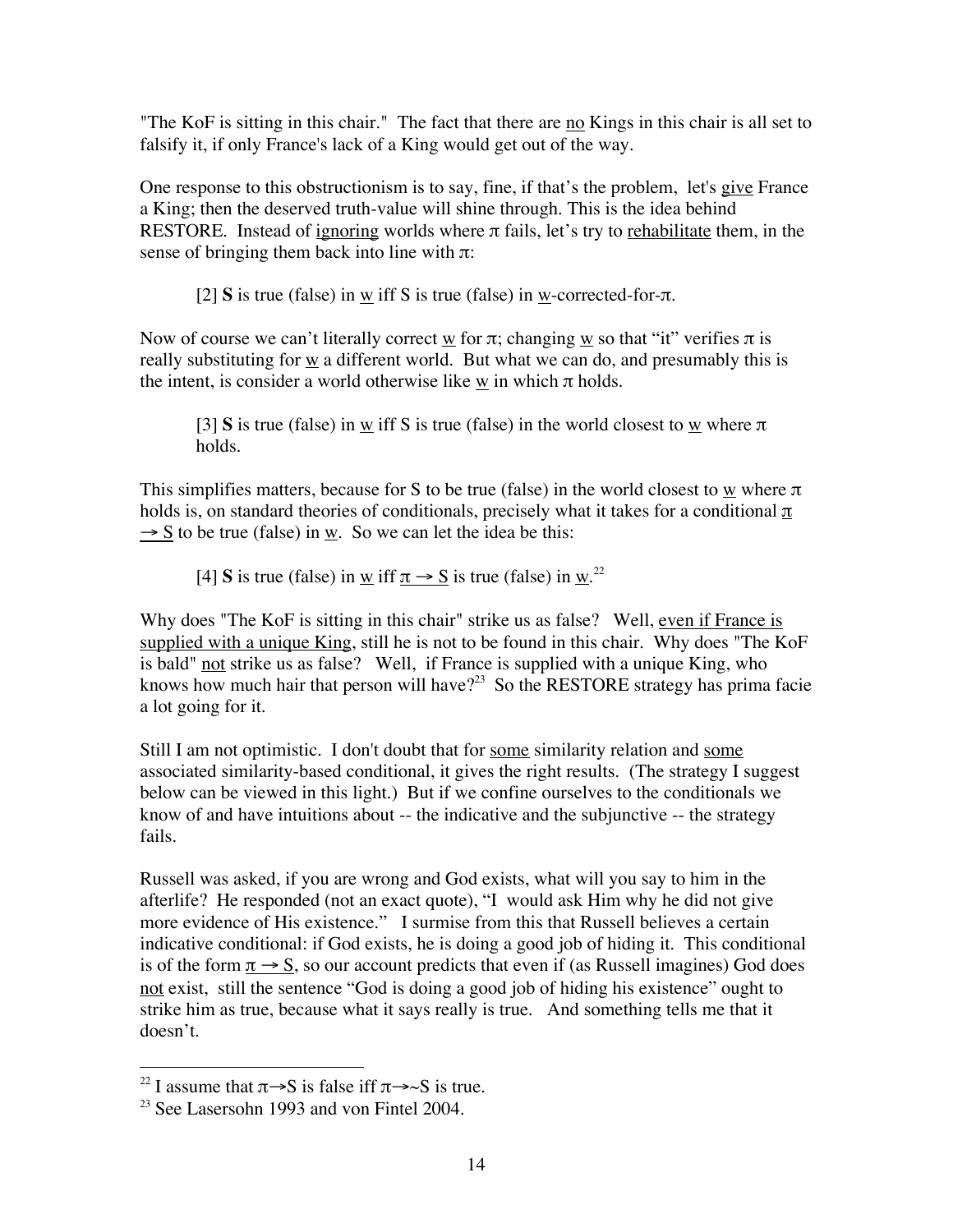"The KoF is sitting in this chair." The fact that there are no Kings in this chair is all set to falsify it, if only France's lack of a King would get out of the way.

One response to this obstructionism is to say, fine, if that's the problem, let's give France a King; then the deserved truth-value will shine through. This is the idea behind RESTORE. Instead of ignoring worlds where $\pi$ fails, let's try to rehabilitate them, in the sense of bringing them back into line with $\pi$:

> [2] **S** is true (false) in w iff S is true (false) in w-corrected-for-$\pi$.

Now of course we can't literally correct w for $\pi$; changing w so that "it" verifies $\pi$ is really substituting for w a different world. But what we can do, and presumably this is the intent, is consider a world otherwise like w in which $\pi$ holds.

> [3] **S** is true (false) in w iff S is true (false) in the world closest to w where $\pi$ holds.

This simplifies matters, because for S to be true (false) in the world closest to w where $\pi$ holds is, on standard theories of conditionals, precisely what it takes for a conditional $\pi \rightarrow S$ to be true (false) in w. So we can let the idea be this:

> [4] **S** is true (false) in w iff $\pi \rightarrow S$ is true (false) in w.[22]

Why does "The KoF is sitting in this chair" strike us as false? Well, even if France is supplied with a unique King, still he is not to be found in this chair. Why does "The KoF is bald" not strike us as false? Well, if France is supplied with a unique King, who knows how much hair that person will have?[23] So the RESTORE strategy has prima facie a lot going for it.

Still I am not optimistic. I don't doubt that for some similarity relation and some associated similarity-based conditional, it gives the right results. (The strategy I suggest below can be viewed in this light.) But if we confine ourselves to the conditionals we know of and have intuitions about -- the indicative and the subjunctive -- the strategy fails.

Russell was asked, if you are wrong and God exists, what will you say to him in the afterlife? He responded (not an exact quote), "I would ask Him why he did not give more evidence of His existence." I surmise from this that Russell believes a certain indicative conditional: if God exists, he is doing a good job of hiding it. This conditional is of the form $\pi \rightarrow S$, so our account predicts that even if (as Russell imagines) God does not exist, still the sentence "God is doing a good job of hiding his existence" ought to strike him as true, because what it says really is true. And something tells me that it doesn't.

---

[22] I assume that $\pi \rightarrow S$ is false iff $\pi \rightarrow \sim S$ is true.

[23] See Lasersohn 1993 and von Fintel 2004.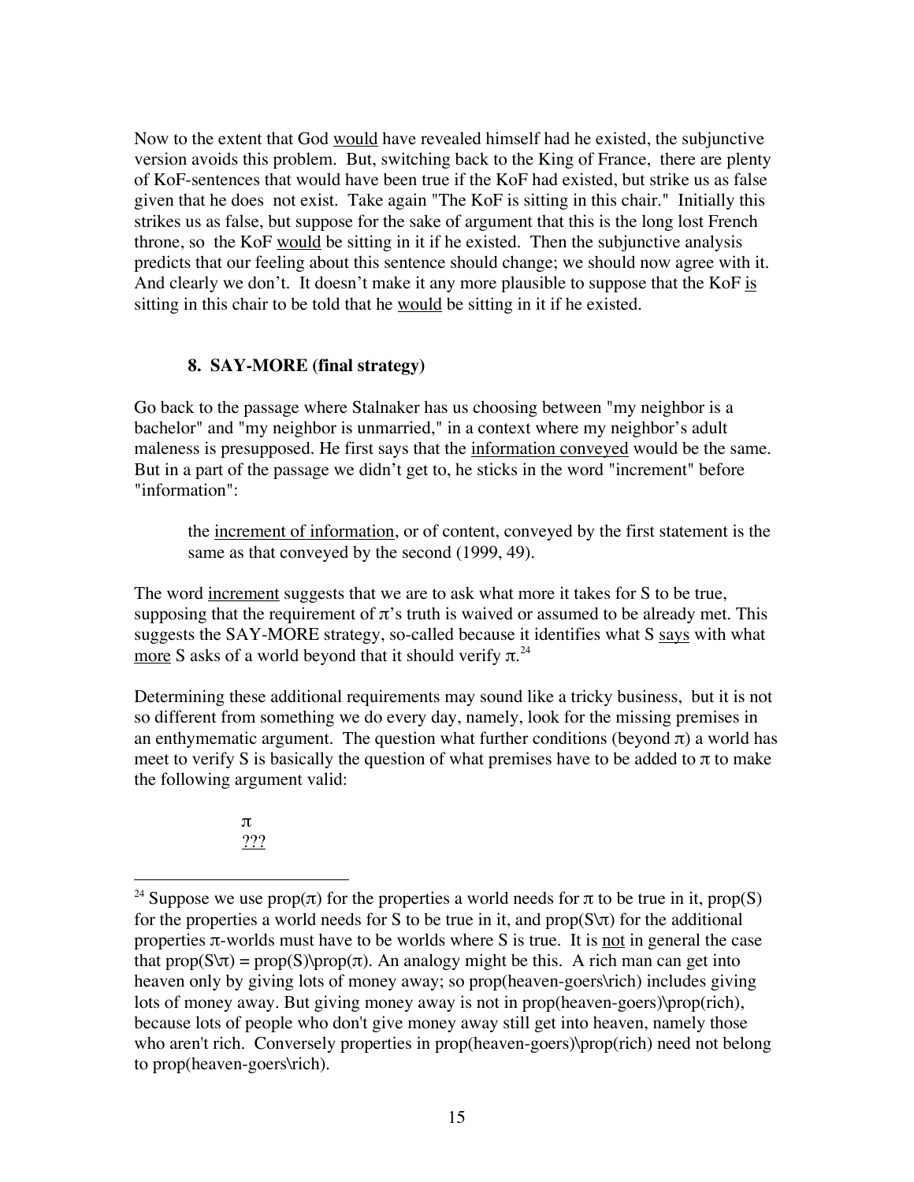Now to the extent that God would have revealed himself had he existed, the subjunctive version avoids this problem. But, switching back to the King of France, there are plenty of KoF-sentences that would have been true if the KoF had existed, but strike us as false given that he does not exist. Take again "The KoF is sitting in this chair." Initially this strikes us as false, but suppose for the sake of argument that this is the long lost French throne, so the KoF would be sitting in it if he existed. Then the subjunctive analysis predicts that our feeling about this sentence should change; we should now agree with it. And clearly we don't. It doesn't make it any more plausible to suppose that the KoF is sitting in this chair to be told that he would be sitting in it if he existed.

### 8. SAY-MORE (final strategy)

Go back to the passage where Stalnaker has us choosing between "my neighbor is a bachelor" and "my neighbor is unmarried," in a context where my neighbor's adult maleness is presupposed. He first says that the information conveyed would be the same. But in a part of the passage we didn't get to, he sticks in the word "increment" before "information":

> the increment of information, or of content, conveyed by the first statement is the same as that conveyed by the second (1999, 49).

The word increment suggests that we are to ask what more it takes for S to be true, supposing that the requirement of $\pi$'s truth is waived or assumed to be already met. This suggests the SAY-MORE strategy, so-called because it identifies what S says with what more S asks of a world beyond that it should verify $\pi$.[24]

Determining these additional requirements may sound like a tricky business, but it is not so different from something we do every day, namely, look for the missing premises in an enthymematic argument. The question what further conditions (beyond $\pi$) a world has meet to verify S is basically the question of what premises have to be added to $\pi$ to make the following argument valid:

$\pi$
???

---

[24] Suppose we use prop($\pi$) for the properties a world needs for $\pi$ to be true in it, prop(S) for the properties a world needs for S to be true in it, and prop(S\\$\pi$) for the additional properties $\pi$-worlds must have to be worlds where S is true. It is not in general the case that prop(S\\$\pi$) = prop(S)\prop($\pi$). An analogy might be this. A rich man can get into heaven only by giving lots of money away; so prop(heaven-goers\rich) includes giving lots of money away. But giving money away is not in prop(heaven-goers)\prop(rich), because lots of people who don't give money away still get into heaven, namely those who aren't rich. Conversely properties in prop(heaven-goers)\prop(rich) need not belong to prop(heaven-goers\rich).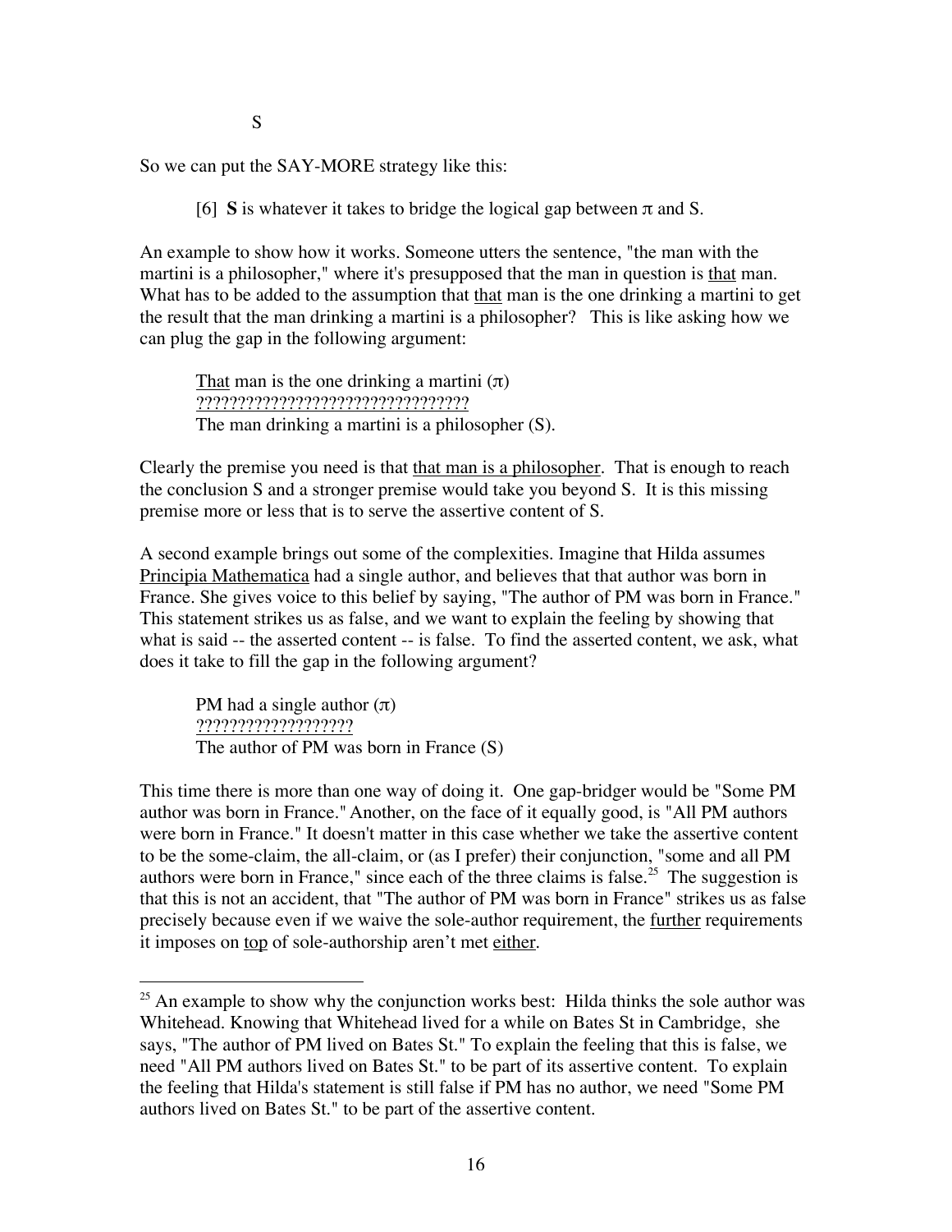S

So we can put the SAY-MORE strategy like this:

[6] **S** is whatever it takes to bridge the logical gap between $\pi$ and S.

An example to show how it works. Someone utters the sentence, "the man with the martini is a philosopher," where it's presupposed that the man in question is <u>that</u> man. What has to be added to the assumption that <u>that</u> man is the one drinking a martini to get the result that the man drinking a martini is a philosopher? This is like asking how we can plug the gap in the following argument:

> <u>That</u> man is the one drinking a martini ($\pi$)
> <u>????????????????????????????????</u>
> The man drinking a martini is a philosopher (S).

Clearly the premise you need is that <u>that man is a philosopher</u>. That is enough to reach the conclusion S and a stronger premise would take you beyond S. It is this missing premise more or less that is to serve the assertive content of S.

A second example brings out some of the complexities. Imagine that Hilda assumes <u>Principia Mathematica</u> had a single author, and believes that that author was born in France. She gives voice to this belief by saying, "The author of PM was born in France." This statement strikes us as false, and we want to explain the feeling by showing that what is said -- the asserted content -- is false. To find the asserted content, we ask, what does it take to fill the gap in the following argument?

> PM had a single author ($\pi$)
> <u>??????????????????</u>
> The author of PM was born in France (S)

This time there is more than one way of doing it. One gap-bridger would be "Some PM author was born in France." Another, on the face of it equally good, is "All PM authors were born in France." It doesn't matter in this case whether we take the assertive content to be the some-claim, the all-claim, or (as I prefer) their conjunction, "some and all PM authors were born in France," since each of the three claims is false.[25] The suggestion is that this is not an accident, that "The author of PM was born in France" strikes us as false precisely because even if we waive the sole-author requirement, the <u>further</u> requirements it imposes on <u>top</u> of sole-authorship aren't met <u>either</u>.

[25] An example to show why the conjunction works best: Hilda thinks the sole author was Whitehead. Knowing that Whitehead lived for a while on Bates St in Cambridge, she says, "The author of PM lived on Bates St." To explain the feeling that this is false, we need "All PM authors lived on Bates St." to be part of its assertive content. To explain the feeling that Hilda's statement is still false if PM has no author, we need "Some PM authors lived on Bates St." to be part of the assertive content.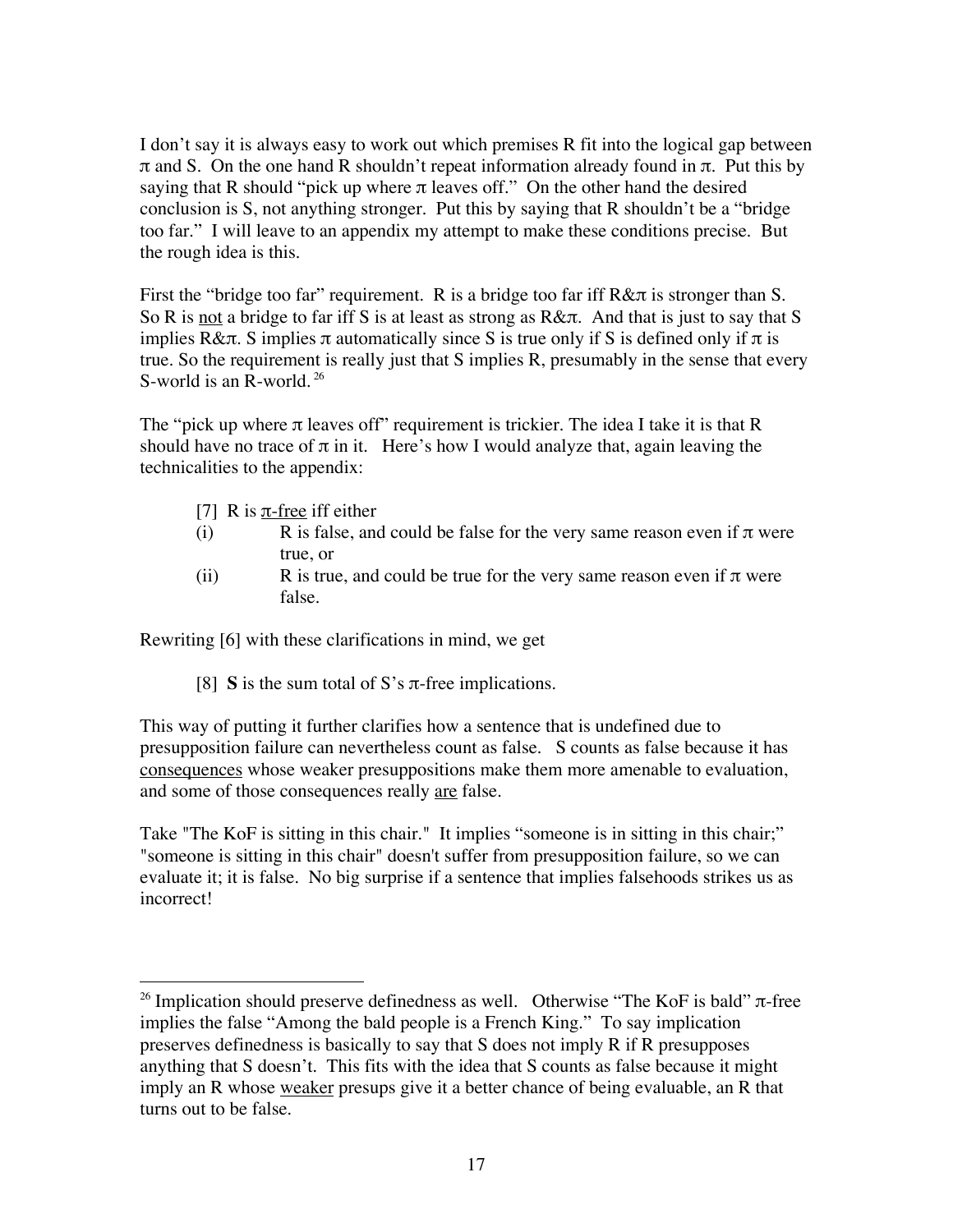I don't say it is always easy to work out which premises R fit into the logical gap between $\pi$ and S. On the one hand R shouldn't repeat information already found in $\pi$. Put this by saying that R should "pick up where $\pi$ leaves off." On the other hand the desired conclusion is S, not anything stronger. Put this by saying that R shouldn't be a "bridge too far." I will leave to an appendix my attempt to make these conditions precise. But the rough idea is this.

First the "bridge too far" requirement. R is a bridge too far iff R&$\pi$ is stronger than S. So R is <u>not</u> a bridge to far iff S is at least as strong as R&$\pi$. And that is just to say that S implies R&$\pi$. S implies $\pi$ automatically since S is true only if S is defined only if $\pi$ is true. So the requirement is really just that S implies R, presumably in the sense that every S-world is an R-world.[26]

The "pick up where $\pi$ leaves off" requirement is trickier. The idea I take it is that R should have no trace of $\pi$ in it. Here's how I would analyze that, again leaving the technicalities to the appendix:

> [7] R is <u>$\pi$-free</u> iff either
>
> (i) R is false, and could be false for the very same reason even if $\pi$ were true, or
>
> (ii) R is true, and could be true for the very same reason even if $\pi$ were false.

Rewriting [6] with these clarifications in mind, we get

> [8] **S** is the sum total of S's $\pi$-free implications.

This way of putting it further clarifies how a sentence that is undefined due to presupposition failure can nevertheless count as false. S counts as false because it has <u>consequences</u> whose weaker presuppositions make them more amenable to evaluation, and some of those consequences really <u>are</u> false.

Take "The KoF is sitting in this chair." It implies "someone is in sitting in this chair;" "someone is sitting in this chair" doesn't suffer from presupposition failure, so we can evaluate it; it is false. No big surprise if a sentence that implies falsehoods strikes us as incorrect!

---

[26] Implication should preserve definedness as well. Otherwise "The KoF is bald" $\pi$-free implies the false "Among the bald people is a French King." To say implication preserves definedness is basically to say that S does not imply R if R presupposes anything that S doesn't. This fits with the idea that S counts as false because it might imply an R whose <u>weaker</u> presups give it a better chance of being evaluable, an R that turns out to be false.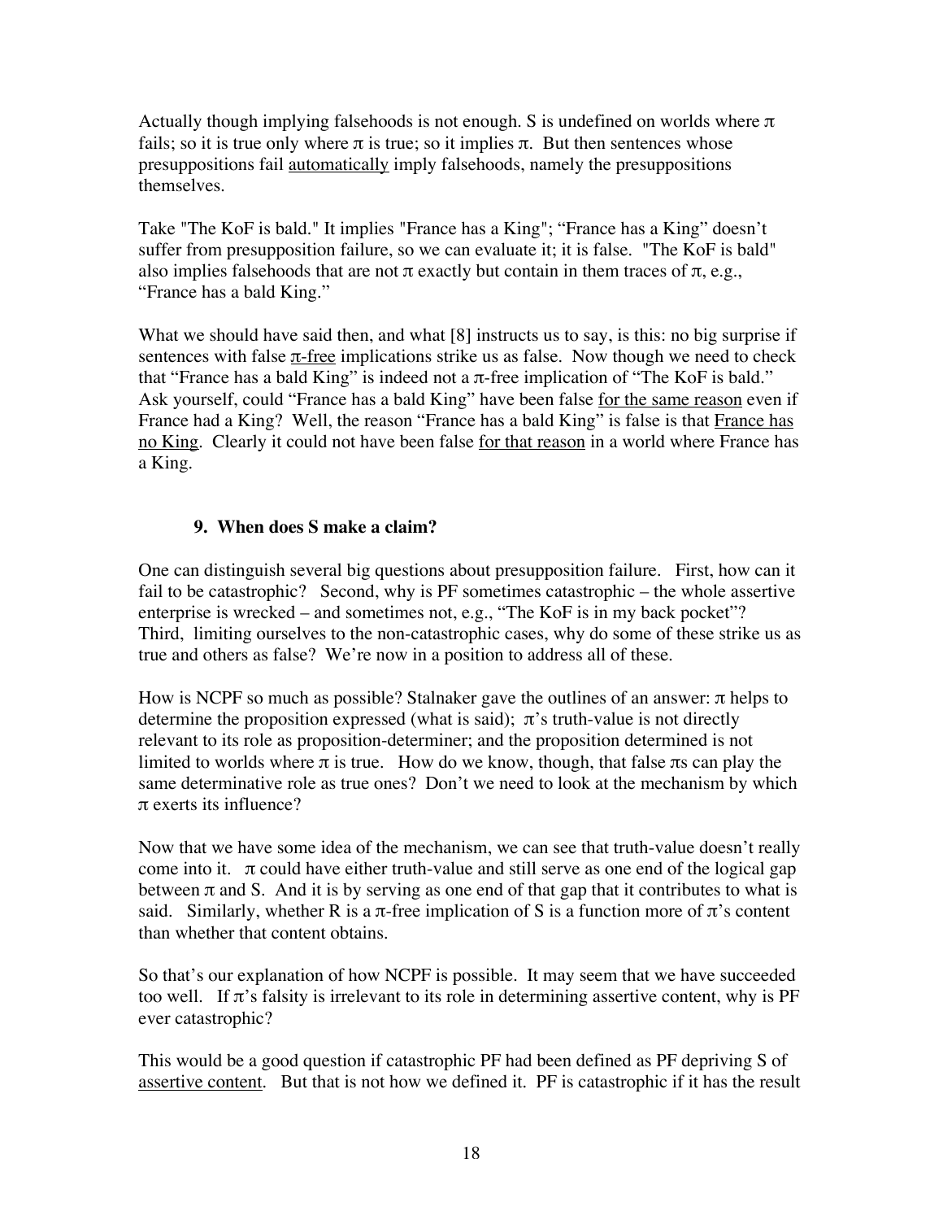Actually though implying falsehoods is not enough. S is undefined on worlds where $\pi$ fails; so it is true only where $\pi$ is true; so it implies $\pi$. But then sentences whose presuppositions fail <u>automatically</u> imply falsehoods, namely the presuppositions themselves.

Take "The KoF is bald." It implies "France has a King"; "France has a King" doesn't suffer from presupposition failure, so we can evaluate it; it is false. "The KoF is bald" also implies falsehoods that are not $\pi$ exactly but contain in them traces of $\pi$, e.g., "France has a bald King."

What we should have said then, and what [8] instructs us to say, is this: no big surprise if sentences with false <u>$\pi$-free</u> implications strike us as false. Now though we need to check that "France has a bald King" is indeed not a $\pi$-free implication of "The KoF is bald." Ask yourself, could "France has a bald King" have been false <u>for the same reason</u> even if France had a King? Well, the reason "France has a bald King" is false is that <u>France has no King</u>. Clearly it could not have been false <u>for that reason</u> in a world where France has a King.

### 9. When does S make a claim?

One can distinguish several big questions about presupposition failure. First, how can it fail to be catastrophic? Second, why is PF sometimes catastrophic – the whole assertive enterprise is wrecked – and sometimes not, e.g., "The KoF is in my back pocket"? Third, limiting ourselves to the non-catastrophic cases, why do some of these strike us as true and others as false? We're now in a position to address all of these.

How is NCPF so much as possible? Stalnaker gave the outlines of an answer: $\pi$ helps to determine the proposition expressed (what is said); $\pi$'s truth-value is not directly relevant to its role as proposition-determiner; and the proposition determined is not limited to worlds where $\pi$ is true. How do we know, though, that false $\pi$s can play the same determinative role as true ones? Don't we need to look at the mechanism by which $\pi$ exerts its influence?

Now that we have some idea of the mechanism, we can see that truth-value doesn't really come into it. $\pi$ could have either truth-value and still serve as one end of the logical gap between $\pi$ and S. And it is by serving as one end of that gap that it contributes to what is said. Similarly, whether R is a $\pi$-free implication of S is a function more of $\pi$'s content than whether that content obtains.

So that's our explanation of how NCPF is possible. It may seem that we have succeeded too well. If $\pi$'s falsity is irrelevant to its role in determining assertive content, why is PF ever catastrophic?

This would be a good question if catastrophic PF had been defined as PF depriving S of <u>assertive content</u>. But that is not how we defined it. PF is catastrophic if it has the result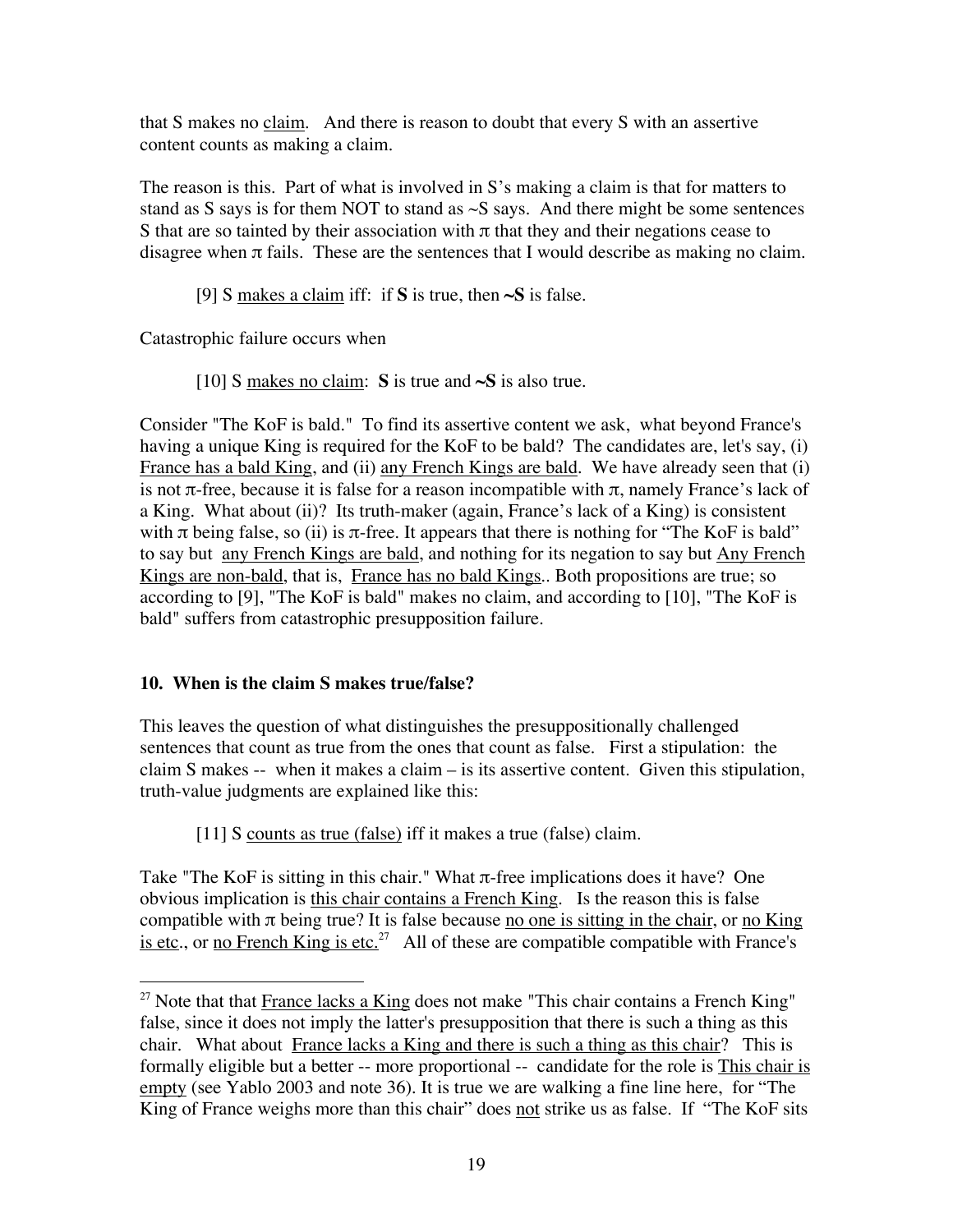that S makes no claim. And there is reason to doubt that every S with an assertive content counts as making a claim.

The reason is this. Part of what is involved in S's making a claim is that for matters to stand as S says is for them NOT to stand as ~S says. And there might be some sentences S that are so tainted by their association with $\pi$ that they and their negations cease to disagree when $\pi$ fails. These are the sentences that I would describe as making no claim.

> [9] S makes a claim iff: if **S** is true, then **~S** is false.

Catastrophic failure occurs when

> [10] S makes no claim: **S** is true and **~S** is also true.

Consider "The KoF is bald." To find its assertive content we ask, what beyond France's having a unique King is required for the KoF to be bald? The candidates are, let's say, (i) France has a bald King, and (ii) any French Kings are bald. We have already seen that (i) is not $\pi$-free, because it is false for a reason incompatible with $\pi$, namely France's lack of a King. What about (ii)? Its truth-maker (again, France's lack of a King) is consistent with $\pi$ being false, so (ii) is $\pi$-free. It appears that there is nothing for "The KoF is bald" to say but any French Kings are bald, and nothing for its negation to say but Any French Kings are non-bald, that is, France has no bald Kings.. Both propositions are true; so according to [9], "The KoF is bald" makes no claim, and according to [10], "The KoF is bald" suffers from catastrophic presupposition failure.

## 10. When is the claim S makes true/false?

This leaves the question of what distinguishes the presuppositionally challenged sentences that count as true from the ones that count as false. First a stipulation: the claim S makes -- when it makes a claim – is its assertive content. Given this stipulation, truth-value judgments are explained like this:

> [11] S counts as true (false) iff it makes a true (false) claim.

Take "The KoF is sitting in this chair." What $\pi$-free implications does it have? One obvious implication is this chair contains a French King. Is the reason this is false compatible with $\pi$ being true? It is false because no one is sitting in the chair, or no King is etc., or no French King is etc.[27] All of these are compatible compatible with France's

---

[27] Note that that France lacks a King does not make "This chair contains a French King" false, since it does not imply the latter's presupposition that there is such a thing as this chair. What about France lacks a King and there is such a thing as this chair? This is formally eligible but a better -- more proportional -- candidate for the role is This chair is empty (see Yablo 2003 and note 36). It is true we are walking a fine line here, for "The King of France weighs more than this chair" does not strike us as false. If "The KoF sits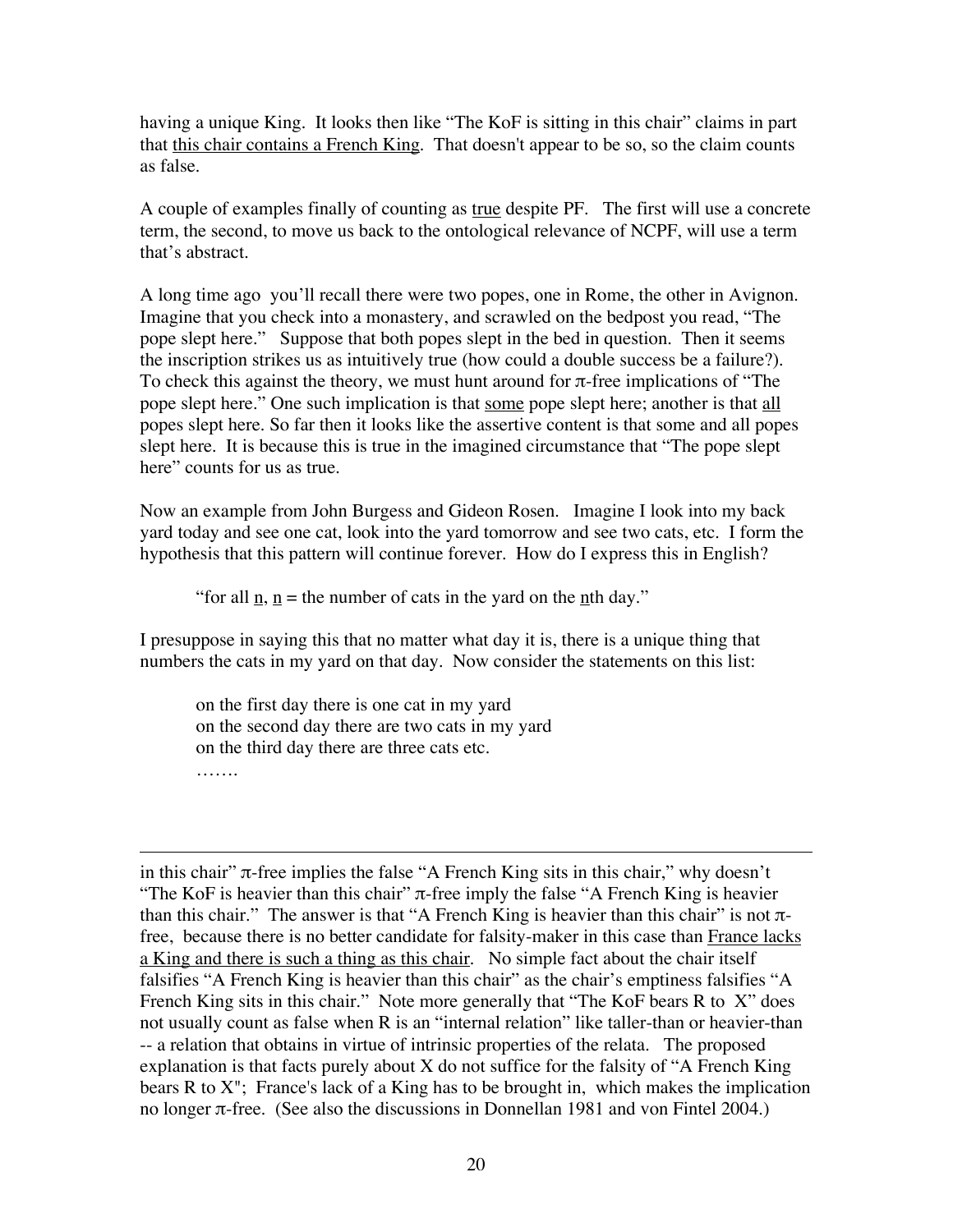having a unique King. It looks then like "The KoF is sitting in this chair" claims in part that <u>this chair contains a French King</u>. That doesn't appear to be so, so the claim counts as false.

A couple of examples finally of counting as <u>true</u> despite PF. The first will use a concrete term, the second, to move us back to the ontological relevance of NCPF, will use a term that's abstract.

A long time ago you'll recall there were two popes, one in Rome, the other in Avignon. Imagine that you check into a monastery, and scrawled on the bedpost you read, "The pope slept here." Suppose that both popes slept in the bed in question. Then it seems the inscription strikes us as intuitively true (how could a double success be a failure?). To check this against the theory, we must hunt around for $\pi$-free implications of "The pope slept here." One such implication is that <u>some</u> pope slept here; another is that <u>all</u> popes slept here. So far then it looks like the assertive content is that some and all popes slept here. It is because this is true in the imagined circumstance that "The pope slept here" counts for us as true.

Now an example from John Burgess and Gideon Rosen. Imagine I look into my back yard today and see one cat, look into the yard tomorrow and see two cats, etc. I form the hypothesis that this pattern will continue forever. How do I express this in English?

> "for all <u>n</u>, <u>n</u> = the number of cats in the yard on the <u>n</u>th day."

I presuppose in saying this that no matter what day it is, there is a unique thing that numbers the cats in my yard on that day. Now consider the statements on this list:

> on the first day there is one cat in my yard
> on the second day there are two cats in my yard
> on the third day there are three cats etc.
> …….

---

in this chair" $\pi$-free implies the false "A French King sits in this chair," why doesn't "The KoF is heavier than this chair" $\pi$-free imply the false "A French King is heavier than this chair." The answer is that "A French King is heavier than this chair" is not $\pi$-free, because there is no better candidate for falsity-maker in this case than <u>France lacks a King and there is such a thing as this chair</u>. No simple fact about the chair itself falsifies "A French King is heavier than this chair" as the chair's emptiness falsifies "A French King sits in this chair." Note more generally that "The KoF bears R to X" does not usually count as false when R is an "internal relation" like taller-than or heavier-than -- a relation that obtains in virtue of intrinsic properties of the relata. The proposed explanation is that facts purely about X do not suffice for the falsity of "A French King bears R to X"; France's lack of a King has to be brought in, which makes the implication no longer $\pi$-free. (See also the discussions in Donnellan 1981 and von Fintel 2004.)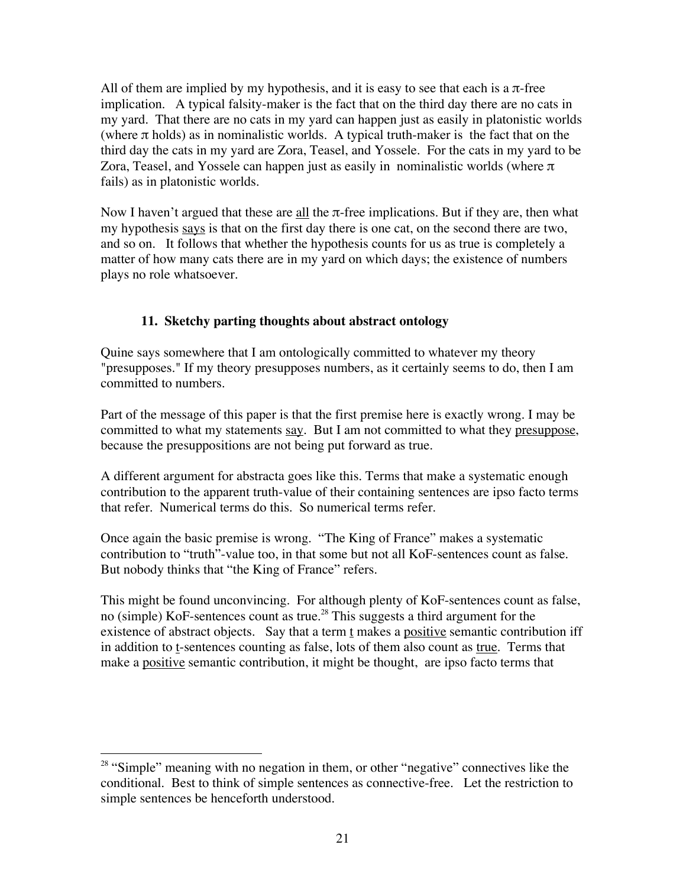All of them are implied by my hypothesis, and it is easy to see that each is a $\pi$-free implication. A typical falsity-maker is the fact that on the third day there are no cats in my yard. That there are no cats in my yard can happen just as easily in platonistic worlds (where $\pi$ holds) as in nominalistic worlds. A typical truth-maker is the fact that on the third day the cats in my yard are Zora, Teasel, and Yossele. For the cats in my yard to be Zora, Teasel, and Yossele can happen just as easily in nominalistic worlds (where $\pi$ fails) as in platonistic worlds.

Now I haven't argued that these are <u>all</u> the $\pi$-free implications. But if they are, then what my hypothesis <u>says</u> is that on the first day there is one cat, on the second there are two, and so on. It follows that whether the hypothesis counts for us as true is completely a matter of how many cats there are in my yard on which days; the existence of numbers plays no role whatsoever.

### 11. Sketchy parting thoughts about abstract ontology

Quine says somewhere that I am ontologically committed to whatever my theory "presupposes." If my theory presupposes numbers, as it certainly seems to do, then I am committed to numbers.

Part of the message of this paper is that the first premise here is exactly wrong. I may be committed to what my statements <u>say</u>. But I am not committed to what they <u>presuppose</u>, because the presuppositions are not being put forward as true.

A different argument for abstracta goes like this. Terms that make a systematic enough contribution to the apparent truth-value of their containing sentences are ipso facto terms that refer. Numerical terms do this. So numerical terms refer.

Once again the basic premise is wrong. "The King of France" makes a systematic contribution to "truth"-value too, in that some but not all KoF-sentences count as false. But nobody thinks that "the King of France" refers.

This might be found unconvincing. For although plenty of KoF-sentences count as false, no (simple) KoF-sentences count as true.[28] This suggests a third argument for the existence of abstract objects. Say that a term <u>t</u> makes a <u>positive</u> semantic contribution iff in addition to <u>t</u>-sentences counting as false, lots of them also count as <u>true</u>. Terms that make a <u>positive</u> semantic contribution, it might be thought, are ipso facto terms that

---

[28] "Simple" meaning with no negation in them, or other "negative" connectives like the conditional. Best to think of simple sentences as connective-free. Let the restriction to simple sentences be henceforth understood.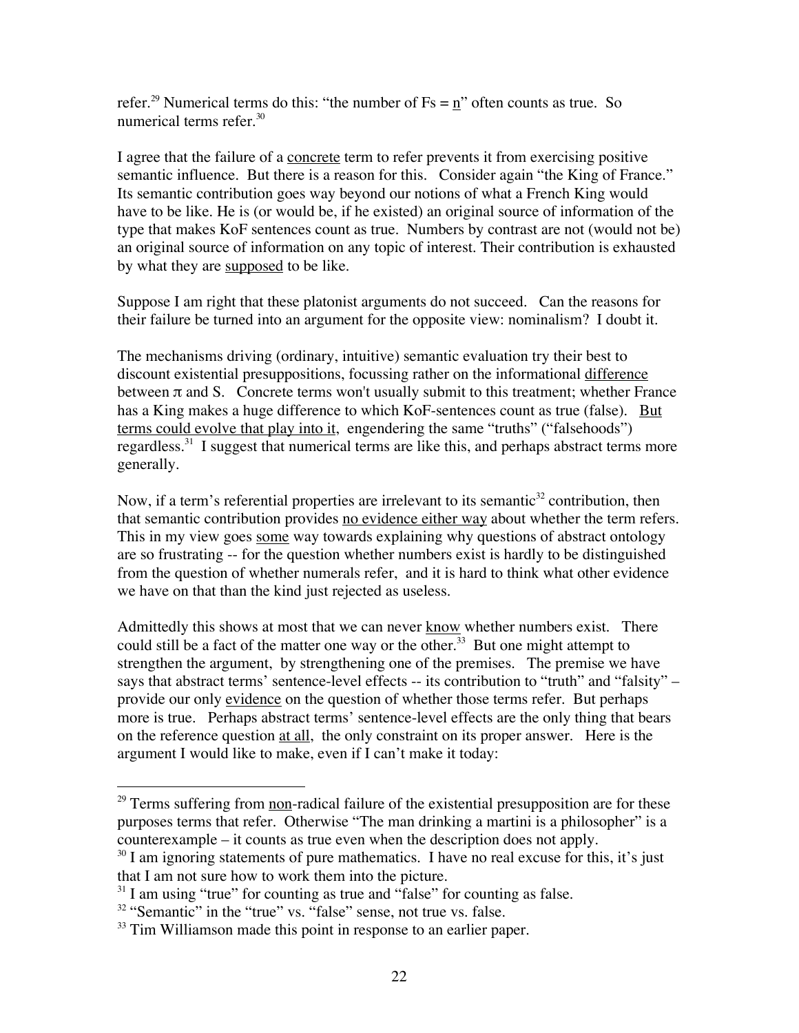refer.[29] Numerical terms do this: "the number of Fs = n" often counts as true. So numerical terms refer.[30]

I agree that the failure of a concrete term to refer prevents it from exercising positive semantic influence. But there is a reason for this. Consider again "the King of France." Its semantic contribution goes way beyond our notions of what a French King would have to be like. He is (or would be, if he existed) an original source of information of the type that makes KoF sentences count as true. Numbers by contrast are not (would not be) an original source of information on any topic of interest. Their contribution is exhausted by what they are supposed to be like.

Suppose I am right that these platonist arguments do not succeed. Can the reasons for their failure be turned into an argument for the opposite view: nominalism? I doubt it.

The mechanisms driving (ordinary, intuitive) semantic evaluation try their best to discount existential presuppositions, focussing rather on the informational difference between $\pi$ and S. Concrete terms won't usually submit to this treatment; whether France has a King makes a huge difference to which KoF-sentences count as true (false). But terms could evolve that play into it, engendering the same "truths" ("falsehoods") regardless.[31] I suggest that numerical terms are like this, and perhaps abstract terms more generally.

Now, if a term's referential properties are irrelevant to its semantic[32] contribution, then that semantic contribution provides no evidence either way about whether the term refers. This in my view goes some way towards explaining why questions of abstract ontology are so frustrating -- for the question whether numbers exist is hardly to be distinguished from the question of whether numerals refer, and it is hard to think what other evidence we have on that than the kind just rejected as useless.

Admittedly this shows at most that we can never know whether numbers exist. There could still be a fact of the matter one way or the other.[33] But one might attempt to strengthen the argument, by strengthening one of the premises. The premise we have says that abstract terms' sentence-level effects -- its contribution to "truth" and "falsity" – provide our only evidence on the question of whether those terms refer. But perhaps more is true. Perhaps abstract terms' sentence-level effects are the only thing that bears on the reference question at all, the only constraint on its proper answer. Here is the argument I would like to make, even if I can't make it today:

---

[29] Terms suffering from non-radical failure of the existential presupposition are for these purposes terms that refer. Otherwise "The man drinking a martini is a philosopher" is a counterexample – it counts as true even when the description does not apply.

[30] I am ignoring statements of pure mathematics. I have no real excuse for this, it's just that I am not sure how to work them into the picture.

[31] I am using "true" for counting as true and "false" for counting as false.

[32] "Semantic" in the "true" vs. "false" sense, not true vs. false.

[33] Tim Williamson made this point in response to an earlier paper.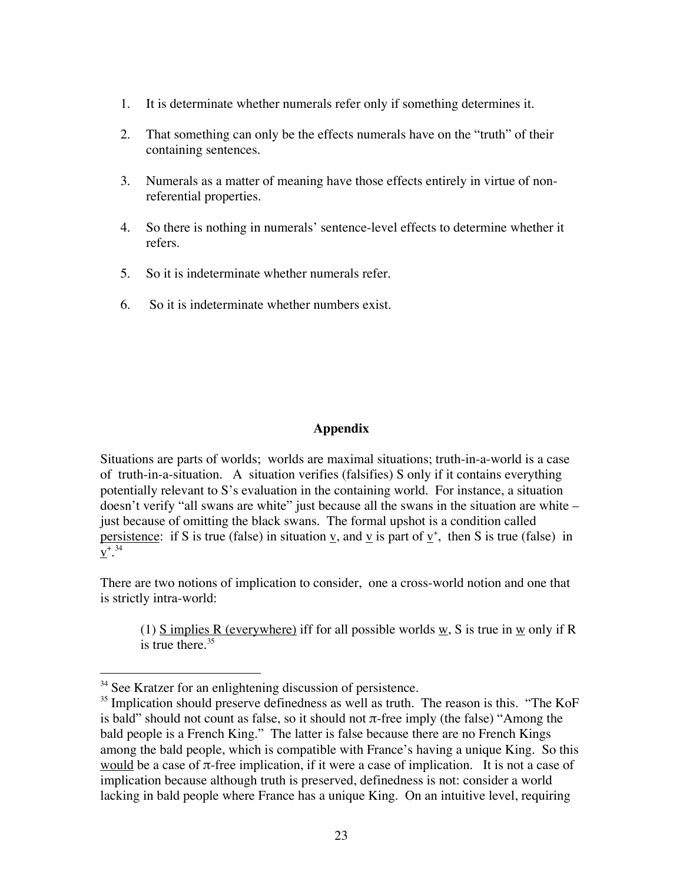1. It is determinate whether numerals refer only if something determines it.

2. That something can only be the effects numerals have on the "truth" of their containing sentences.

3. Numerals as a matter of meaning have those effects entirely in virtue of non-referential properties.

4. So there is nothing in numerals' sentence-level effects to determine whether it refers.

5. So it is indeterminate whether numerals refer.

6. So it is indeterminate whether numbers exist.

## Appendix

Situations are parts of worlds; worlds are maximal situations; truth-in-a-world is a case of truth-in-a-situation. A situation verifies (falsifies) S only if it contains everything potentially relevant to S's evaluation in the containing world. For instance, a situation doesn't verify "all swans are white" just because all the swans in the situation are white – just because of omitting the black swans. The formal upshot is a condition called <u>persistence</u>: if S is true (false) in situation <u>v</u>, and <u>v</u> is part of $\underline{v}^{+}$, then S is true (false) in $\underline{v}^{+}$.[34]

There are two notions of implication to consider, one a cross-world notion and one that is strictly intra-world:

> (1) <u>S implies R (everywhere)</u> iff for all possible worlds <u>w</u>, S is true in <u>w</u> only if R is true there.[35]

---

[34] See Kratzer for an enlightening discussion of persistence.

[35] Implication should preserve definedness as well as truth. The reason is this. "The KoF is bald" should not count as false, so it should not π-free imply (the false) "Among the bald people is a French King." The latter is false because there are no French Kings among the bald people, which is compatible with France's having a unique King. So this <u>would</u> be a case of π-free implication, if it were a case of implication. It is not a case of implication because although truth is preserved, definedness is not: consider a world lacking in bald people where France has a unique King. On an intuitive level, requiring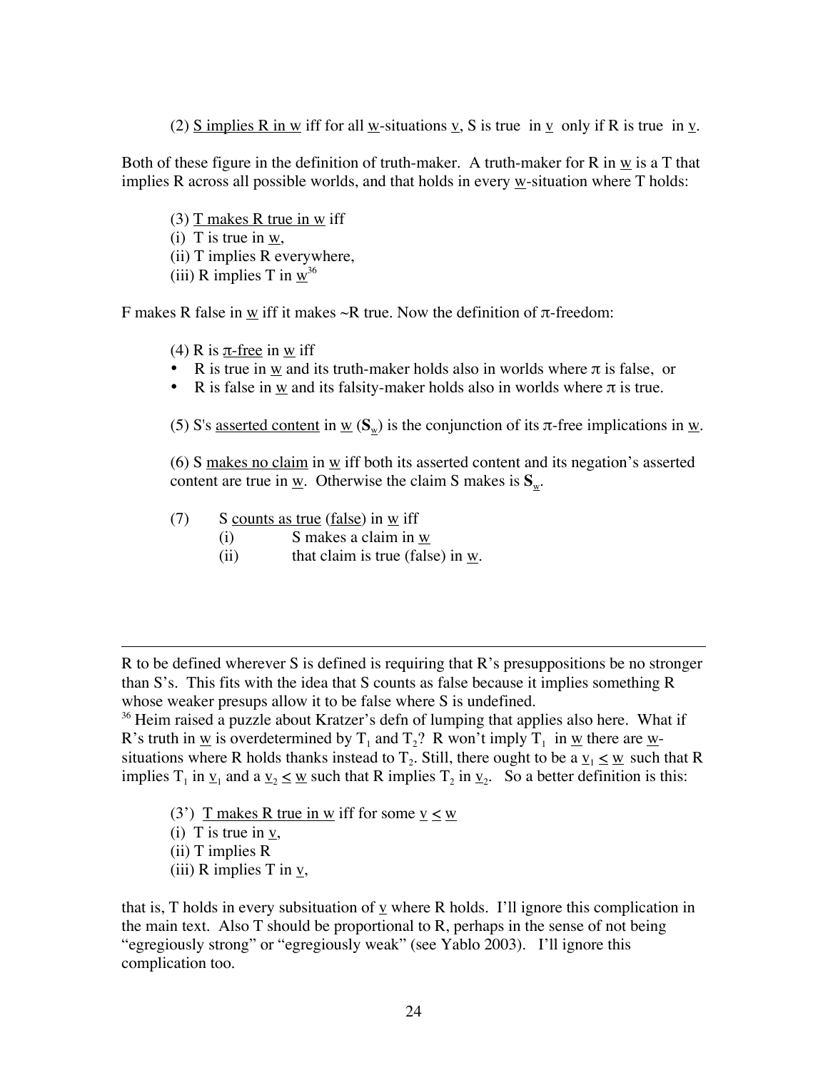(2) <u>S implies R in w</u> iff for all <u>w</u>-situations <u>v</u>, S is true in <u>v</u> only if R is true in <u>v</u>.

Both of these figure in the definition of truth-maker. A truth-maker for R in <u>w</u> is a T that implies R across all possible worlds, and that holds in every <u>w</u>-situation where T holds:

> (3) <u>T makes R true in w</u> iff
> (i) T is true in <u>w</u>,
> (ii) T implies R everywhere,
> (iii) R implies T in <u>w</u>[36]

F makes R false in <u>w</u> iff it makes ~R true. Now the definition of π-freedom:

> (4) R is <u>π-free</u> in <u>w</u> iff
> - R is true in <u>w</u> and its truth-maker holds also in worlds where π is false, or
> - R is false in <u>w</u> and its falsity-maker holds also in worlds where π is true.
>
> (5) S's <u>asserted content</u> in <u>w</u> ($\mathbf{S}_{\underline{w}}$) is the conjunction of its π-free implications in <u>w</u>.
>
> (6) S <u>makes no claim</u> in <u>w</u> iff both its asserted content and its negation's asserted content are true in <u>w</u>. Otherwise the claim S makes is $\mathbf{S}_{\underline{w}}$.
>
> (7) S <u>counts as true</u> (<u>false</u>) in <u>w</u> iff
> (i) S makes a claim in <u>w</u>
> (ii) that claim is true (false) in <u>w</u>.

---

R to be defined wherever S is defined is requiring that R's presuppositions be no stronger than S's. This fits with the idea that S counts as false because it implies something R whose weaker presups allow it to be false where S is undefined.

[36] Heim raised a puzzle about Kratzer's defn of lumping that applies also here. What if R's truth in <u>w</u> is overdetermined by $T_1$ and $T_2$? R won't imply $T_1$ in <u>w</u> there are <u>w</u>-situations where R holds thanks instead to $T_2$. Still, there ought to be a $\underline{v}_1 \leq \underline{w}$ such that R implies $T_1$ in $\underline{v}_1$ and a $\underline{v}_2 \leq \underline{w}$ such that R implies $T_2$ in $\underline{v}_2$. So a better definition is this:

> (3') <u>T makes R true in w</u> iff for some $\underline{v} \leq \underline{w}$
> (i) T is true in <u>v</u>,
> (ii) T implies R
> (iii) R implies T in <u>v</u>,

that is, T holds in every subsituation of <u>v</u> where R holds. I'll ignore this complication in the main text. Also T should be proportional to R, perhaps in the sense of not being "egregiously strong" or "egregiously weak" (see Yablo 2003). I'll ignore this complication too.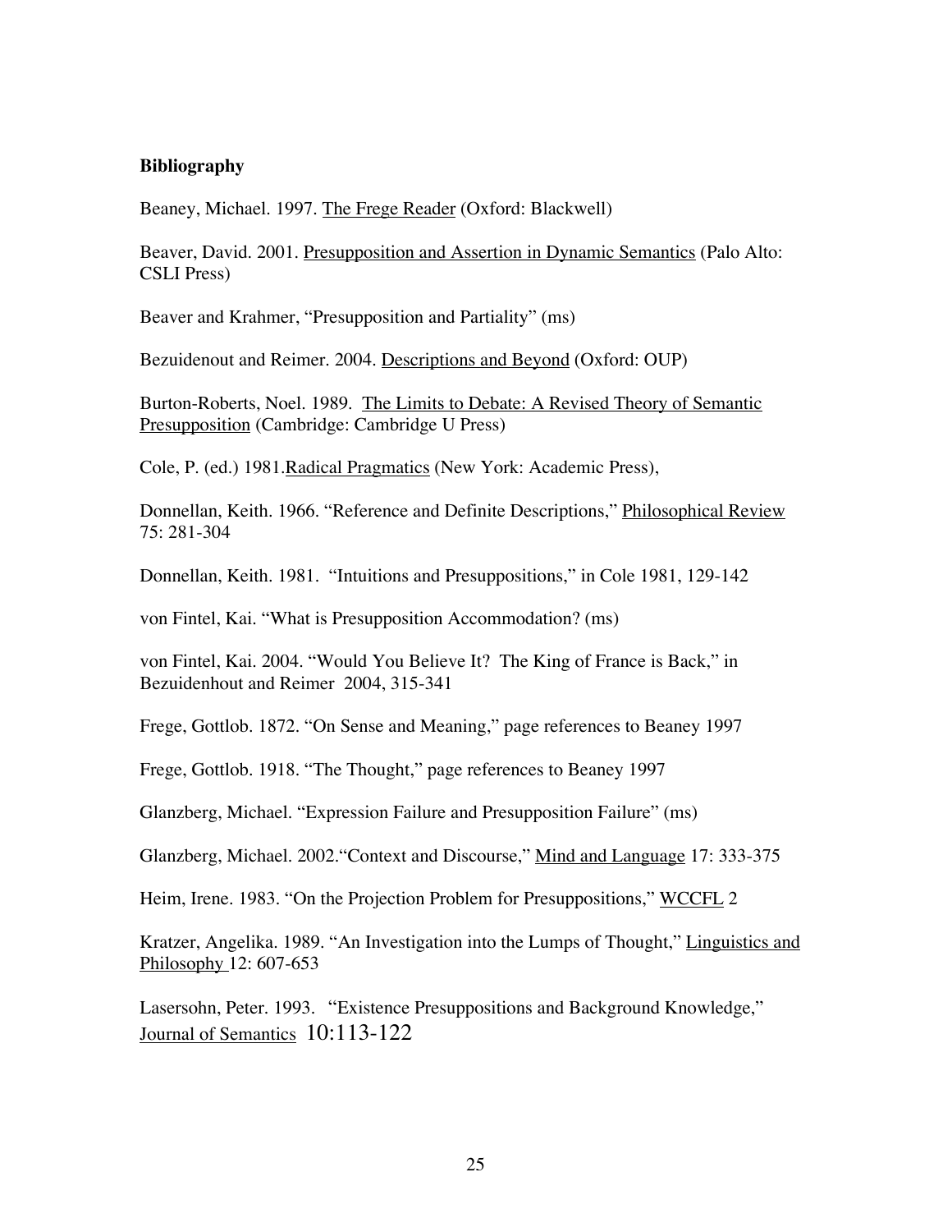**Bibliography**

Beaney, Michael. 1997. The Frege Reader (Oxford: Blackwell)

Beaver, David. 2001. Presupposition and Assertion in Dynamic Semantics (Palo Alto: CSLI Press)

Beaver and Krahmer, "Presupposition and Partiality" (ms)

Bezuidenout and Reimer. 2004. Descriptions and Beyond (Oxford: OUP)

Burton-Roberts, Noel. 1989. The Limits to Debate: A Revised Theory of Semantic Presupposition (Cambridge: Cambridge U Press)

Cole, P. (ed.) 1981.Radical Pragmatics (New York: Academic Press),

Donnellan, Keith. 1966. "Reference and Definite Descriptions," Philosophical Review 75: 281-304

Donnellan, Keith. 1981. "Intuitions and Presuppositions," in Cole 1981, 129-142

von Fintel, Kai. "What is Presupposition Accommodation? (ms)

von Fintel, Kai. 2004. "Would You Believe It? The King of France is Back," in Bezuidenhout and Reimer 2004, 315-341

Frege, Gottlob. 1872. "On Sense and Meaning," page references to Beaney 1997

Frege, Gottlob. 1918. "The Thought," page references to Beaney 1997

Glanzberg, Michael. "Expression Failure and Presupposition Failure" (ms)

Glanzberg, Michael. 2002."Context and Discourse," Mind and Language 17: 333-375

Heim, Irene. 1983. "On the Projection Problem for Presuppositions," WCCFL 2

Kratzer, Angelika. 1989. "An Investigation into the Lumps of Thought," Linguistics and Philosophy 12: 607-653

Lasersohn, Peter. 1993. "Existence Presuppositions and Background Knowledge," Journal of Semantics 10:113-122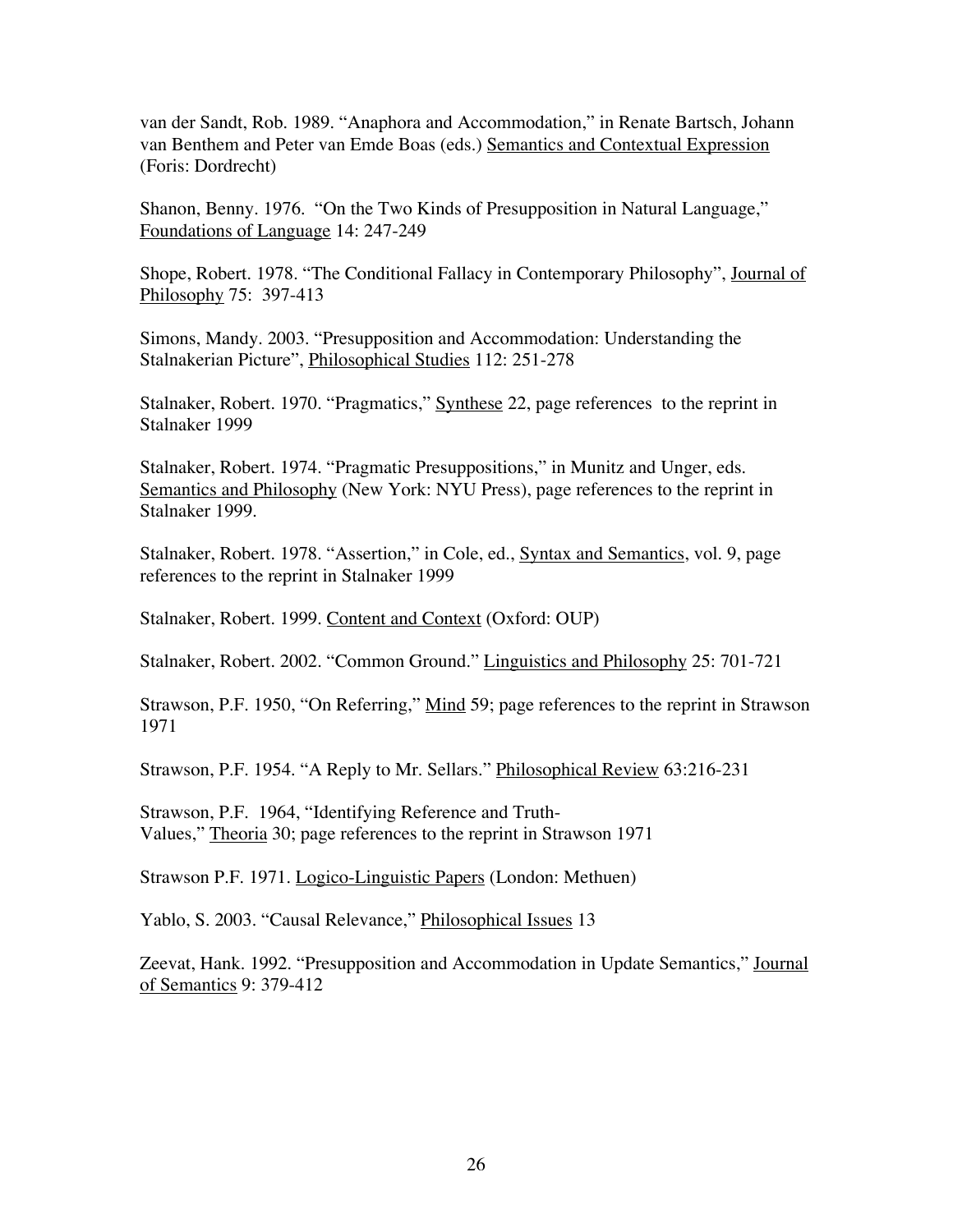van der Sandt, Rob. 1989. "Anaphora and Accommodation," in Renate Bartsch, Johann van Benthem and Peter van Emde Boas (eds.) Semantics and Contextual Expression (Foris: Dordrecht)

Shanon, Benny. 1976. "On the Two Kinds of Presupposition in Natural Language," Foundations of Language 14: 247-249

Shope, Robert. 1978. "The Conditional Fallacy in Contemporary Philosophy", Journal of Philosophy 75: 397-413

Simons, Mandy. 2003. "Presupposition and Accommodation: Understanding the Stalnakerian Picture", Philosophical Studies 112: 251-278

Stalnaker, Robert. 1970. "Pragmatics," Synthese 22, page references to the reprint in Stalnaker 1999

Stalnaker, Robert. 1974. "Pragmatic Presuppositions," in Munitz and Unger, eds. Semantics and Philosophy (New York: NYU Press), page references to the reprint in Stalnaker 1999.

Stalnaker, Robert. 1978. "Assertion," in Cole, ed., Syntax and Semantics, vol. 9, page references to the reprint in Stalnaker 1999

Stalnaker, Robert. 1999. Content and Context (Oxford: OUP)

Stalnaker, Robert. 2002. "Common Ground." Linguistics and Philosophy 25: 701-721

Strawson, P.F. 1950, "On Referring," Mind 59; page references to the reprint in Strawson 1971

Strawson, P.F. 1954. "A Reply to Mr. Sellars." Philosophical Review 63:216-231

Strawson, P.F. 1964, "Identifying Reference and Truth-Values," Theoria 30; page references to the reprint in Strawson 1971

Strawson P.F. 1971. Logico-Linguistic Papers (London: Methuen)

Yablo, S. 2003. "Causal Relevance," Philosophical Issues 13

Zeevat, Hank. 1992. "Presupposition and Accommodation in Update Semantics," Journal of Semantics 9: 379-412